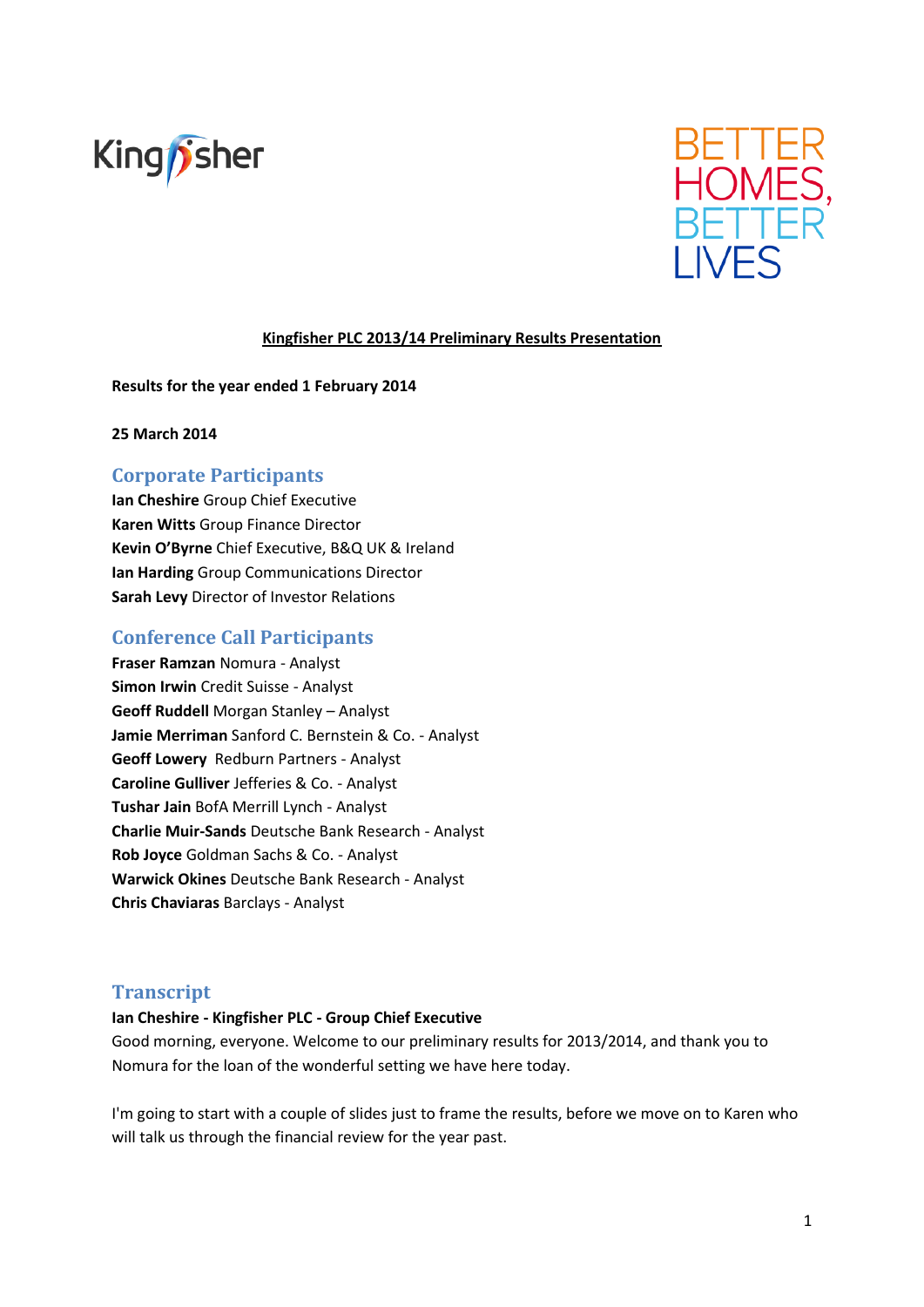Kingfisher

BETTER HOMES, BETTER LIVES

**Kingfisher PLC 2013/14 Preliminary Results Presentation**

**Results for the year ended 1 February 2014**

**25 March 2014**

## Corporate Participants

**Ian Cheshire** Group Chief Executive
**Karen Witts** Group Finance Director
**Kevin O'Byrne** Chief Executive, B&Q UK & Ireland
**Ian Harding** Group Communications Director
**Sarah Levy** Director of Investor Relations

## Conference Call Participants

**Fraser Ramzan** Nomura - Analyst
**Simon Irwin** Credit Suisse - Analyst
**Geoff Ruddell** Morgan Stanley – Analyst
**Jamie Merriman** Sanford C. Bernstein & Co. - Analyst
**Geoff Lowery** Redburn Partners - Analyst
**Caroline Gulliver** Jefferies & Co. - Analyst
**Tushar Jain** BofA Merrill Lynch - Analyst
**Charlie Muir-Sands** Deutsche Bank Research - Analyst
**Rob Joyce** Goldman Sachs & Co. - Analyst
**Warwick Okines** Deutsche Bank Research - Analyst
**Chris Chaviaras** Barclays - Analyst

## Transcript

**Ian Cheshire - Kingfisher PLC - Group Chief Executive**

Good morning, everyone. Welcome to our preliminary results for 2013/2014, and thank you to Nomura for the loan of the wonderful setting we have here today.

I'm going to start with a couple of slides just to frame the results, before we move on to Karen who will talk us through the financial review for the year past.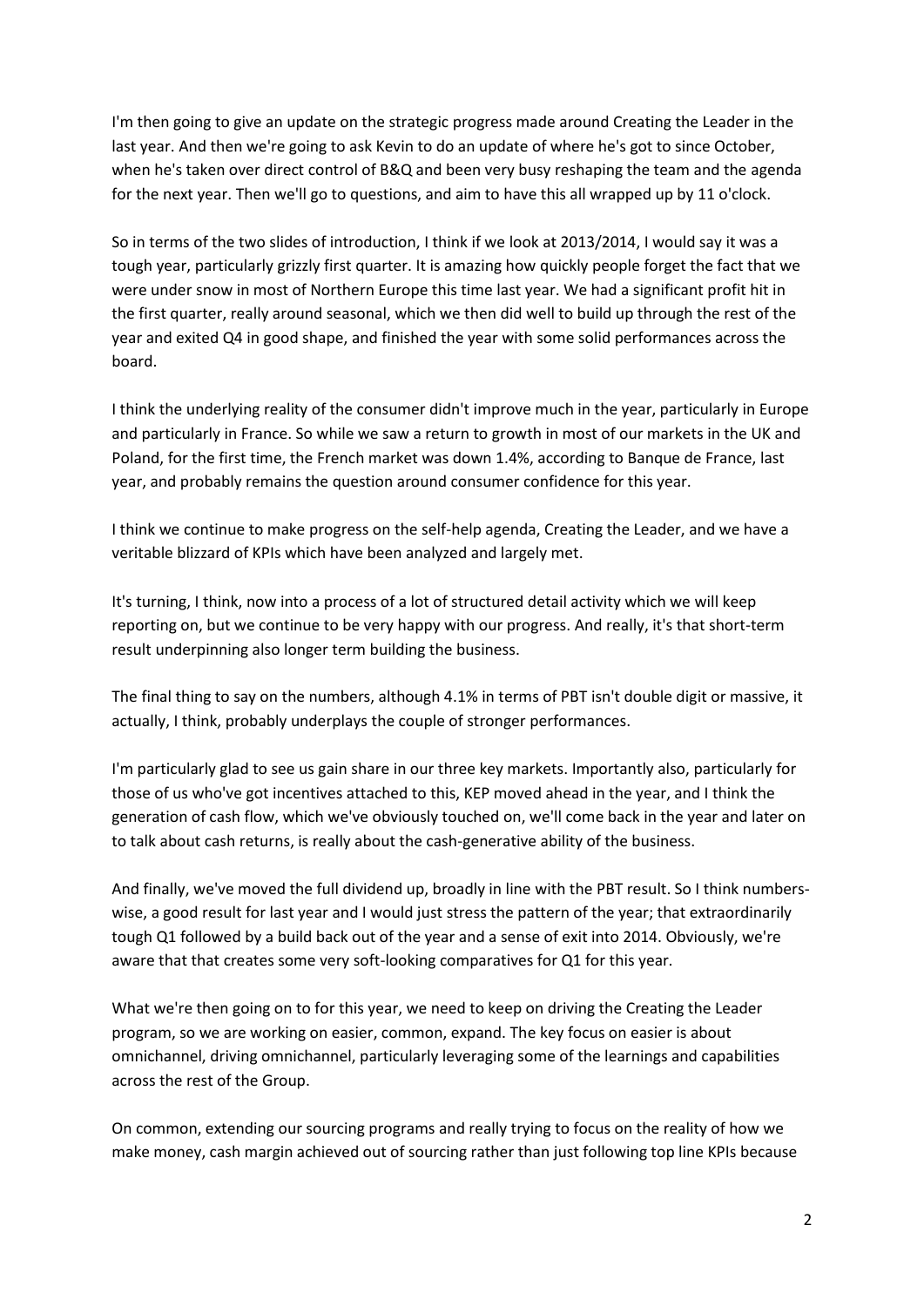I'm then going to give an update on the strategic progress made around Creating the Leader in the last year. And then we're going to ask Kevin to do an update of where he's got to since October, when he's taken over direct control of B&Q and been very busy reshaping the team and the agenda for the next year. Then we'll go to questions, and aim to have this all wrapped up by 11 o'clock.

So in terms of the two slides of introduction, I think if we look at 2013/2014, I would say it was a tough year, particularly grizzly first quarter. It is amazing how quickly people forget the fact that we were under snow in most of Northern Europe this time last year. We had a significant profit hit in the first quarter, really around seasonal, which we then did well to build up through the rest of the year and exited Q4 in good shape, and finished the year with some solid performances across the board.

I think the underlying reality of the consumer didn't improve much in the year, particularly in Europe and particularly in France. So while we saw a return to growth in most of our markets in the UK and Poland, for the first time, the French market was down 1.4%, according to Banque de France, last year, and probably remains the question around consumer confidence for this year.

I think we continue to make progress on the self-help agenda, Creating the Leader, and we have a veritable blizzard of KPIs which have been analyzed and largely met.

It's turning, I think, now into a process of a lot of structured detail activity which we will keep reporting on, but we continue to be very happy with our progress. And really, it's that short-term result underpinning also longer term building the business.

The final thing to say on the numbers, although 4.1% in terms of PBT isn't double digit or massive, it actually, I think, probably underplays the couple of stronger performances.

I'm particularly glad to see us gain share in our three key markets. Importantly also, particularly for those of us who've got incentives attached to this, KEP moved ahead in the year, and I think the generation of cash flow, which we've obviously touched on, we'll come back in the year and later on to talk about cash returns, is really about the cash-generative ability of the business.

And finally, we've moved the full dividend up, broadly in line with the PBT result. So I think numbers-wise, a good result for last year and I would just stress the pattern of the year; that extraordinarily tough Q1 followed by a build back out of the year and a sense of exit into 2014. Obviously, we're aware that that creates some very soft-looking comparatives for Q1 for this year.

What we're then going on to for this year, we need to keep on driving the Creating the Leader program, so we are working on easier, common, expand. The key focus on easier is about omnichannel, driving omnichannel, particularly leveraging some of the learnings and capabilities across the rest of the Group.

On common, extending our sourcing programs and really trying to focus on the reality of how we make money, cash margin achieved out of sourcing rather than just following top line KPIs because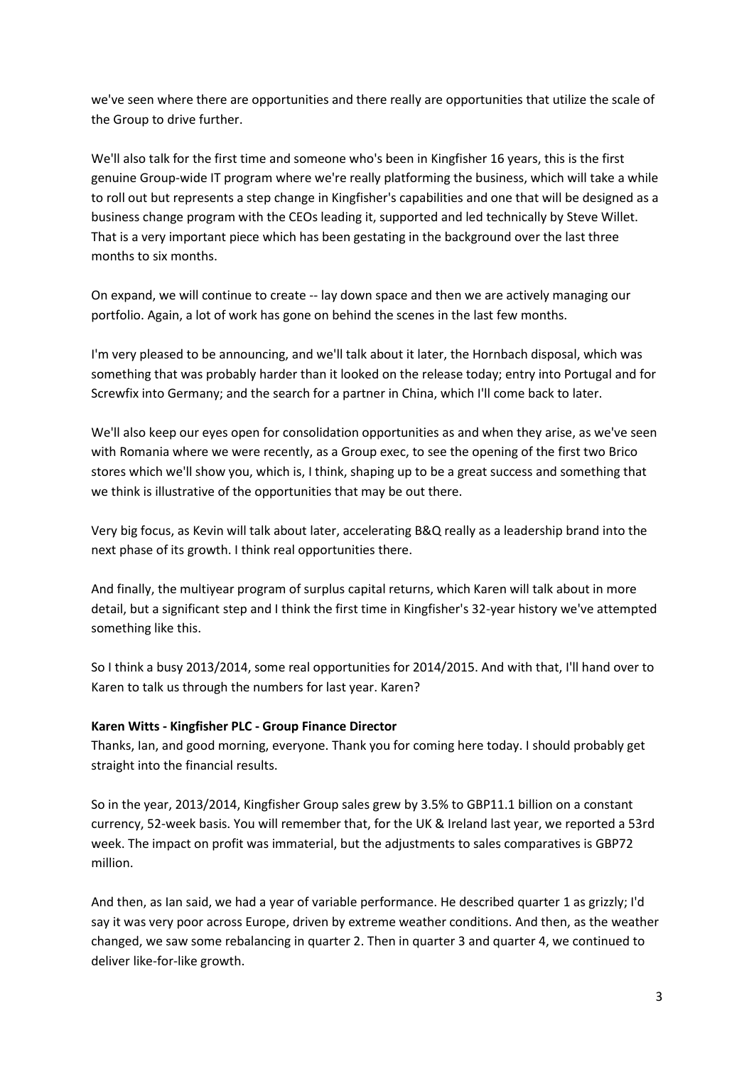we've seen where there are opportunities and there really are opportunities that utilize the scale of the Group to drive further.

We'll also talk for the first time and someone who's been in Kingfisher 16 years, this is the first genuine Group-wide IT program where we're really platforming the business, which will take a while to roll out but represents a step change in Kingfisher's capabilities and one that will be designed as a business change program with the CEOs leading it, supported and led technically by Steve Willet. That is a very important piece which has been gestating in the background over the last three months to six months.

On expand, we will continue to create -- lay down space and then we are actively managing our portfolio. Again, a lot of work has gone on behind the scenes in the last few months.

I'm very pleased to be announcing, and we'll talk about it later, the Hornbach disposal, which was something that was probably harder than it looked on the release today; entry into Portugal and for Screwfix into Germany; and the search for a partner in China, which I'll come back to later.

We'll also keep our eyes open for consolidation opportunities as and when they arise, as we've seen with Romania where we were recently, as a Group exec, to see the opening of the first two Brico stores which we'll show you, which is, I think, shaping up to be a great success and something that we think is illustrative of the opportunities that may be out there.

Very big focus, as Kevin will talk about later, accelerating B&Q really as a leadership brand into the next phase of its growth. I think real opportunities there.

And finally, the multiyear program of surplus capital returns, which Karen will talk about in more detail, but a significant step and I think the first time in Kingfisher's 32-year history we've attempted something like this.

So I think a busy 2013/2014, some real opportunities for 2014/2015. And with that, I'll hand over to Karen to talk us through the numbers for last year. Karen?

**Karen Witts - Kingfisher PLC - Group Finance Director**

Thanks, Ian, and good morning, everyone. Thank you for coming here today. I should probably get straight into the financial results.

So in the year, 2013/2014, Kingfisher Group sales grew by 3.5% to GBP11.1 billion on a constant currency, 52-week basis. You will remember that, for the UK & Ireland last year, we reported a 53rd week. The impact on profit was immaterial, but the adjustments to sales comparatives is GBP72 million.

And then, as Ian said, we had a year of variable performance. He described quarter 1 as grizzly; I'd say it was very poor across Europe, driven by extreme weather conditions. And then, as the weather changed, we saw some rebalancing in quarter 2. Then in quarter 3 and quarter 4, we continued to deliver like-for-like growth.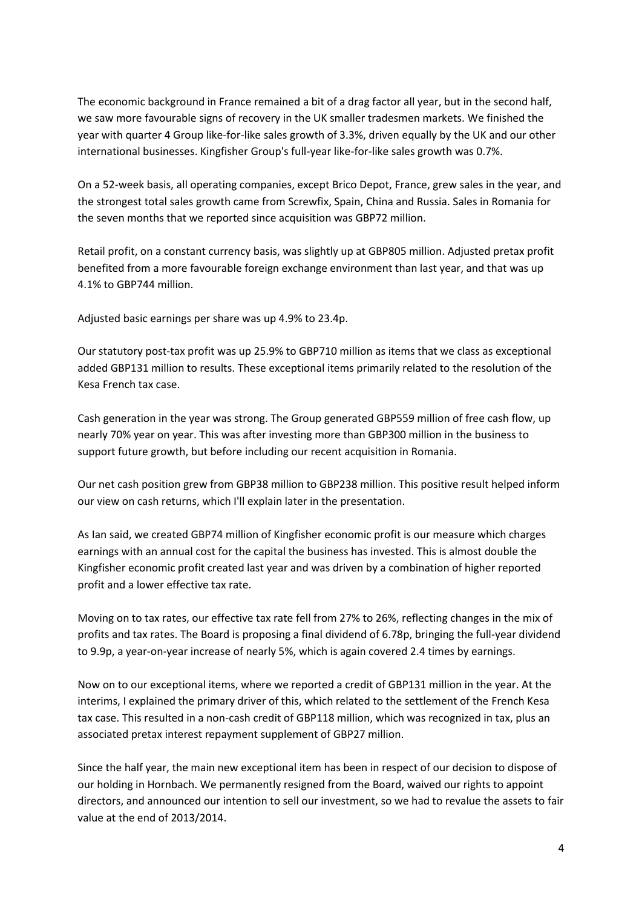The economic background in France remained a bit of a drag factor all year, but in the second half, we saw more favourable signs of recovery in the UK smaller tradesmen markets. We finished the year with quarter 4 Group like-for-like sales growth of 3.3%, driven equally by the UK and our other international businesses. Kingfisher Group's full-year like-for-like sales growth was 0.7%.

On a 52-week basis, all operating companies, except Brico Depot, France, grew sales in the year, and the strongest total sales growth came from Screwfix, Spain, China and Russia. Sales in Romania for the seven months that we reported since acquisition was GBP72 million.

Retail profit, on a constant currency basis, was slightly up at GBP805 million. Adjusted pretax profit benefited from a more favourable foreign exchange environment than last year, and that was up 4.1% to GBP744 million.

Adjusted basic earnings per share was up 4.9% to 23.4p.

Our statutory post-tax profit was up 25.9% to GBP710 million as items that we class as exceptional added GBP131 million to results. These exceptional items primarily related to the resolution of the Kesa French tax case.

Cash generation in the year was strong. The Group generated GBP559 million of free cash flow, up nearly 70% year on year. This was after investing more than GBP300 million in the business to support future growth, but before including our recent acquisition in Romania.

Our net cash position grew from GBP38 million to GBP238 million. This positive result helped inform our view on cash returns, which I'll explain later in the presentation.

As Ian said, we created GBP74 million of Kingfisher economic profit is our measure which charges earnings with an annual cost for the capital the business has invested. This is almost double the Kingfisher economic profit created last year and was driven by a combination of higher reported profit and a lower effective tax rate.

Moving on to tax rates, our effective tax rate fell from 27% to 26%, reflecting changes in the mix of profits and tax rates. The Board is proposing a final dividend of 6.78p, bringing the full-year dividend to 9.9p, a year-on-year increase of nearly 5%, which is again covered 2.4 times by earnings.

Now on to our exceptional items, where we reported a credit of GBP131 million in the year. At the interims, I explained the primary driver of this, which related to the settlement of the French Kesa tax case. This resulted in a non-cash credit of GBP118 million, which was recognized in tax, plus an associated pretax interest repayment supplement of GBP27 million.

Since the half year, the main new exceptional item has been in respect of our decision to dispose of our holding in Hornbach. We permanently resigned from the Board, waived our rights to appoint directors, and announced our intention to sell our investment, so we had to revalue the assets to fair value at the end of 2013/2014.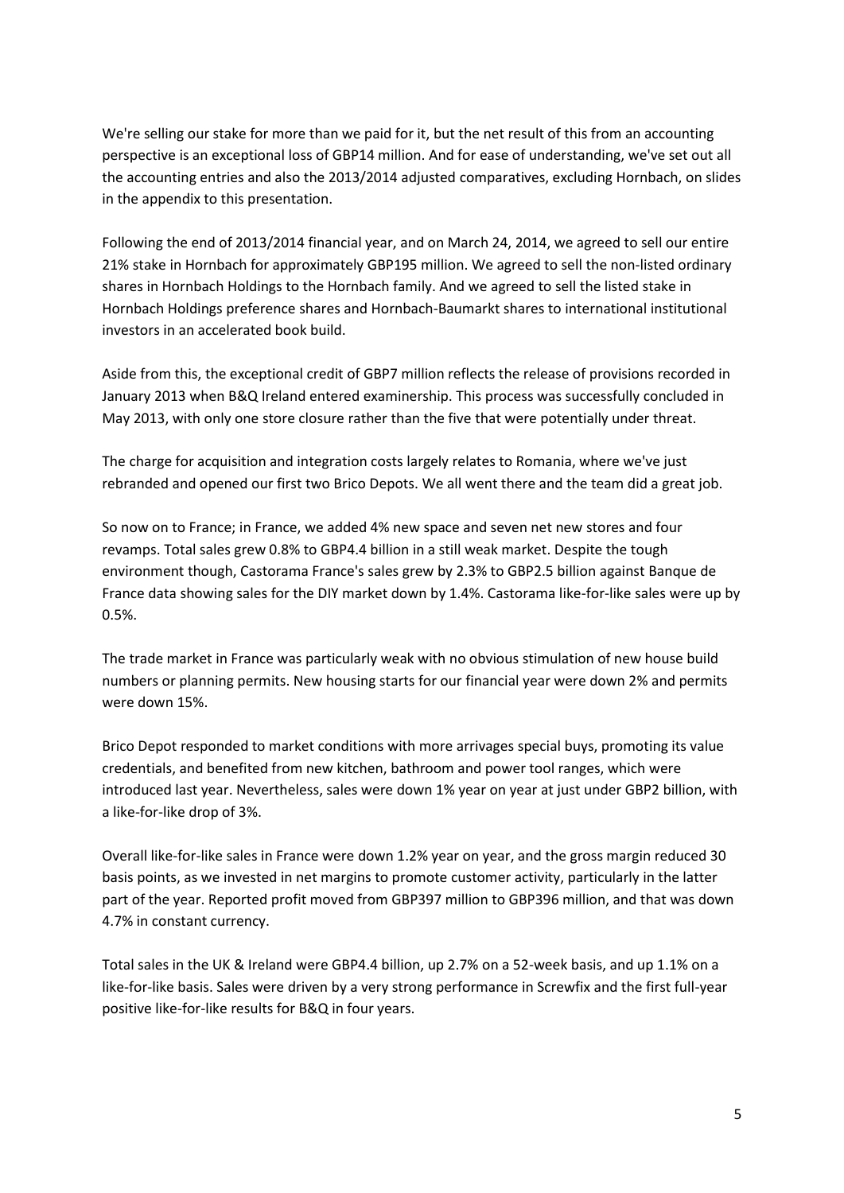We're selling our stake for more than we paid for it, but the net result of this from an accounting perspective is an exceptional loss of GBP14 million. And for ease of understanding, we've set out all the accounting entries and also the 2013/2014 adjusted comparatives, excluding Hornbach, on slides in the appendix to this presentation.

Following the end of 2013/2014 financial year, and on March 24, 2014, we agreed to sell our entire 21% stake in Hornbach for approximately GBP195 million. We agreed to sell the non-listed ordinary shares in Hornbach Holdings to the Hornbach family. And we agreed to sell the listed stake in Hornbach Holdings preference shares and Hornbach-Baumarkt shares to international institutional investors in an accelerated book build.

Aside from this, the exceptional credit of GBP7 million reflects the release of provisions recorded in January 2013 when B&Q Ireland entered examinership. This process was successfully concluded in May 2013, with only one store closure rather than the five that were potentially under threat.

The charge for acquisition and integration costs largely relates to Romania, where we've just rebranded and opened our first two Brico Depots. We all went there and the team did a great job.

So now on to France; in France, we added 4% new space and seven net new stores and four revamps. Total sales grew 0.8% to GBP4.4 billion in a still weak market. Despite the tough environment though, Castorama France's sales grew by 2.3% to GBP2.5 billion against Banque de France data showing sales for the DIY market down by 1.4%. Castorama like-for-like sales were up by 0.5%.

The trade market in France was particularly weak with no obvious stimulation of new house build numbers or planning permits. New housing starts for our financial year were down 2% and permits were down 15%.

Brico Depot responded to market conditions with more arrivages special buys, promoting its value credentials, and benefited from new kitchen, bathroom and power tool ranges, which were introduced last year. Nevertheless, sales were down 1% year on year at just under GBP2 billion, with a like-for-like drop of 3%.

Overall like-for-like sales in France were down 1.2% year on year, and the gross margin reduced 30 basis points, as we invested in net margins to promote customer activity, particularly in the latter part of the year. Reported profit moved from GBP397 million to GBP396 million, and that was down 4.7% in constant currency.

Total sales in the UK & Ireland were GBP4.4 billion, up 2.7% on a 52-week basis, and up 1.1% on a like-for-like basis. Sales were driven by a very strong performance in Screwfix and the first full-year positive like-for-like results for B&Q in four years.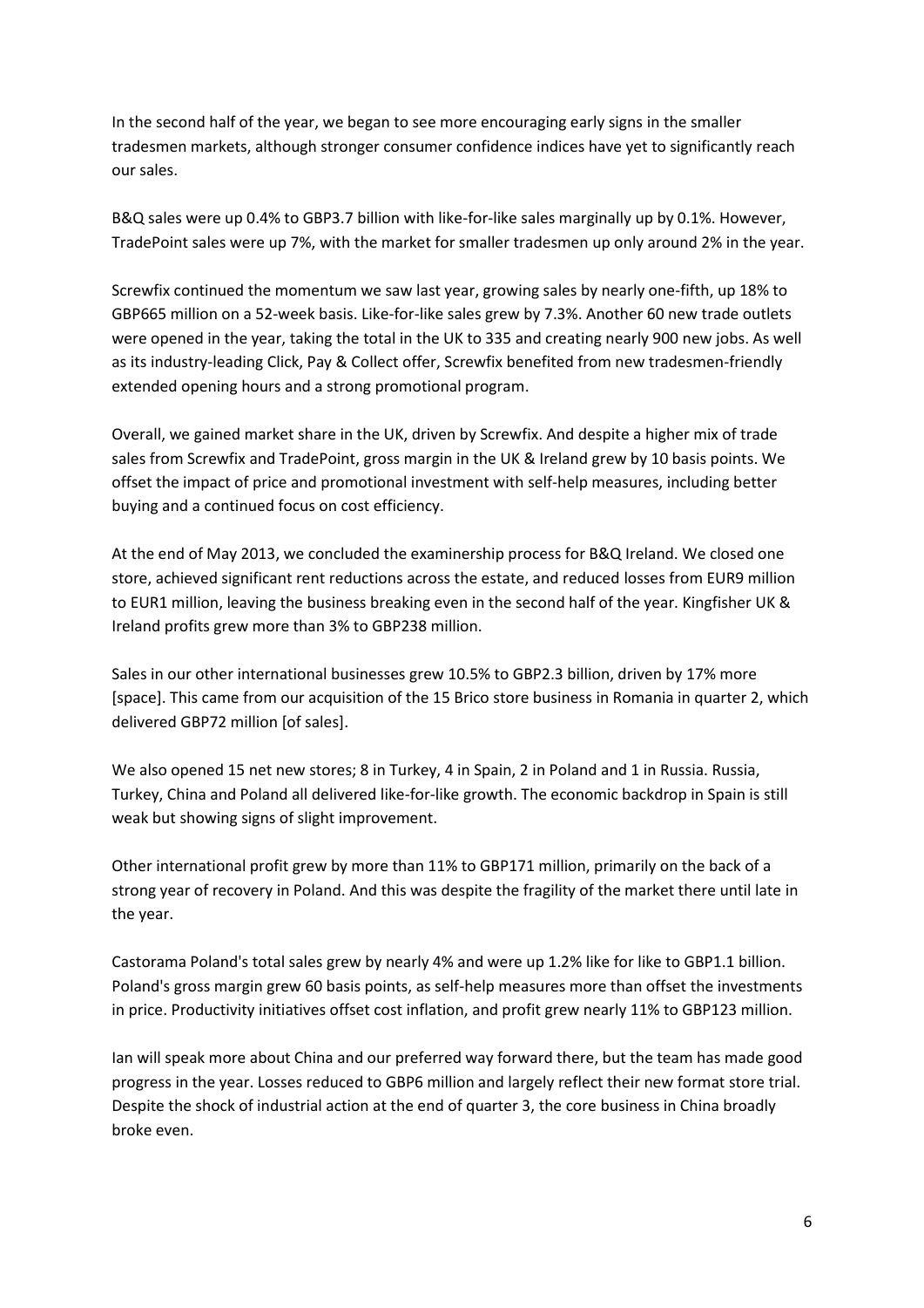In the second half of the year, we began to see more encouraging early signs in the smaller tradesmen markets, although stronger consumer confidence indices have yet to significantly reach our sales.

B&Q sales were up 0.4% to GBP3.7 billion with like-for-like sales marginally up by 0.1%. However, TradePoint sales were up 7%, with the market for smaller tradesmen up only around 2% in the year.

Screwfix continued the momentum we saw last year, growing sales by nearly one-fifth, up 18% to GBP665 million on a 52-week basis. Like-for-like sales grew by 7.3%. Another 60 new trade outlets were opened in the year, taking the total in the UK to 335 and creating nearly 900 new jobs. As well as its industry-leading Click, Pay & Collect offer, Screwfix benefited from new tradesmen-friendly extended opening hours and a strong promotional program.

Overall, we gained market share in the UK, driven by Screwfix. And despite a higher mix of trade sales from Screwfix and TradePoint, gross margin in the UK & Ireland grew by 10 basis points. We offset the impact of price and promotional investment with self-help measures, including better buying and a continued focus on cost efficiency.

At the end of May 2013, we concluded the examinership process for B&Q Ireland. We closed one store, achieved significant rent reductions across the estate, and reduced losses from EUR9 million to EUR1 million, leaving the business breaking even in the second half of the year. Kingfisher UK & Ireland profits grew more than 3% to GBP238 million.

Sales in our other international businesses grew 10.5% to GBP2.3 billion, driven by 17% more [space]. This came from our acquisition of the 15 Brico store business in Romania in quarter 2, which delivered GBP72 million [of sales].

We also opened 15 net new stores; 8 in Turkey, 4 in Spain, 2 in Poland and 1 in Russia. Russia, Turkey, China and Poland all delivered like-for-like growth. The economic backdrop in Spain is still weak but showing signs of slight improvement.

Other international profit grew by more than 11% to GBP171 million, primarily on the back of a strong year of recovery in Poland. And this was despite the fragility of the market there until late in the year.

Castorama Poland's total sales grew by nearly 4% and were up 1.2% like for like to GBP1.1 billion. Poland's gross margin grew 60 basis points, as self-help measures more than offset the investments in price. Productivity initiatives offset cost inflation, and profit grew nearly 11% to GBP123 million.

Ian will speak more about China and our preferred way forward there, but the team has made good progress in the year. Losses reduced to GBP6 million and largely reflect their new format store trial. Despite the shock of industrial action at the end of quarter 3, the core business in China broadly broke even.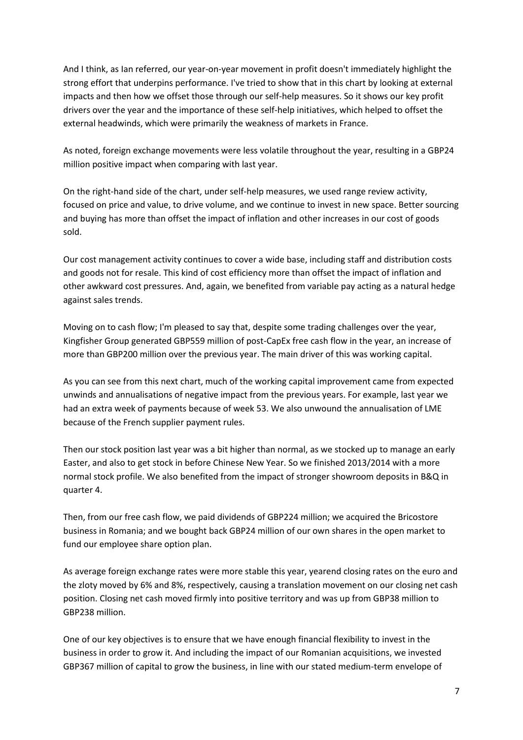And I think, as Ian referred, our year-on-year movement in profit doesn't immediately highlight the strong effort that underpins performance. I've tried to show that in this chart by looking at external impacts and then how we offset those through our self-help measures. So it shows our key profit drivers over the year and the importance of these self-help initiatives, which helped to offset the external headwinds, which were primarily the weakness of markets in France.

As noted, foreign exchange movements were less volatile throughout the year, resulting in a GBP24 million positive impact when comparing with last year.

On the right-hand side of the chart, under self-help measures, we used range review activity, focused on price and value, to drive volume, and we continue to invest in new space. Better sourcing and buying has more than offset the impact of inflation and other increases in our cost of goods sold.

Our cost management activity continues to cover a wide base, including staff and distribution costs and goods not for resale. This kind of cost efficiency more than offset the impact of inflation and other awkward cost pressures. And, again, we benefited from variable pay acting as a natural hedge against sales trends.

Moving on to cash flow; I'm pleased to say that, despite some trading challenges over the year, Kingfisher Group generated GBP559 million of post-CapEx free cash flow in the year, an increase of more than GBP200 million over the previous year. The main driver of this was working capital.

As you can see from this next chart, much of the working capital improvement came from expected unwinds and annualisations of negative impact from the previous years. For example, last year we had an extra week of payments because of week 53. We also unwound the annualisation of LME because of the French supplier payment rules.

Then our stock position last year was a bit higher than normal, as we stocked up to manage an early Easter, and also to get stock in before Chinese New Year. So we finished 2013/2014 with a more normal stock profile. We also benefited from the impact of stronger showroom deposits in B&Q in quarter 4.

Then, from our free cash flow, we paid dividends of GBP224 million; we acquired the Bricostore business in Romania; and we bought back GBP24 million of our own shares in the open market to fund our employee share option plan.

As average foreign exchange rates were more stable this year, yearend closing rates on the euro and the zloty moved by 6% and 8%, respectively, causing a translation movement on our closing net cash position. Closing net cash moved firmly into positive territory and was up from GBP38 million to GBP238 million.

One of our key objectives is to ensure that we have enough financial flexibility to invest in the business in order to grow it. And including the impact of our Romanian acquisitions, we invested GBP367 million of capital to grow the business, in line with our stated medium-term envelope of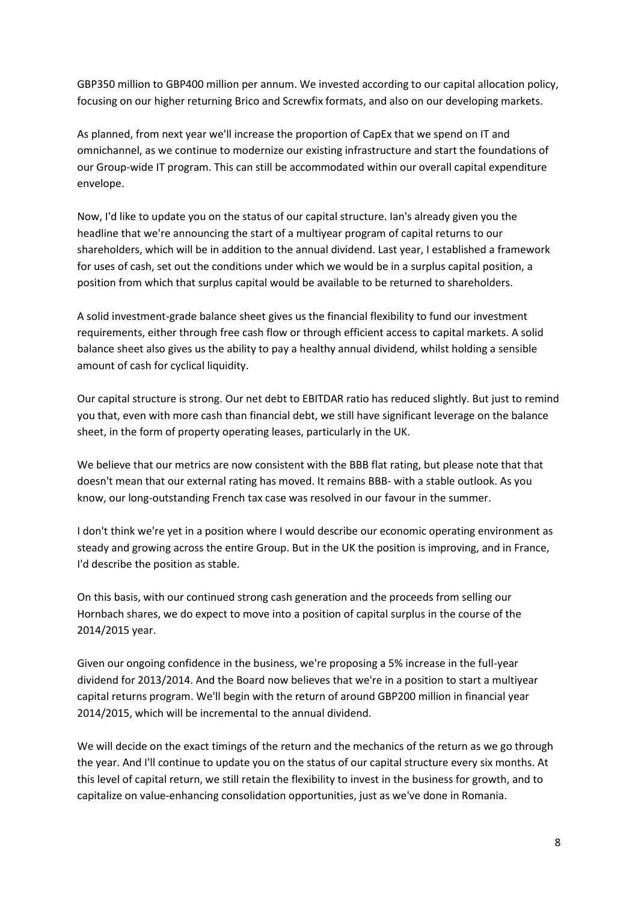GBP350 million to GBP400 million per annum. We invested according to our capital allocation policy, focusing on our higher returning Brico and Screwfix formats, and also on our developing markets.

As planned, from next year we'll increase the proportion of CapEx that we spend on IT and omnichannel, as we continue to modernize our existing infrastructure and start the foundations of our Group-wide IT program. This can still be accommodated within our overall capital expenditure envelope.

Now, I'd like to update you on the status of our capital structure. Ian's already given you the headline that we're announcing the start of a multiyear program of capital returns to our shareholders, which will be in addition to the annual dividend. Last year, I established a framework for uses of cash, set out the conditions under which we would be in a surplus capital position, a position from which that surplus capital would be available to be returned to shareholders.

A solid investment-grade balance sheet gives us the financial flexibility to fund our investment requirements, either through free cash flow or through efficient access to capital markets. A solid balance sheet also gives us the ability to pay a healthy annual dividend, whilst holding a sensible amount of cash for cyclical liquidity.

Our capital structure is strong. Our net debt to EBITDAR ratio has reduced slightly. But just to remind you that, even with more cash than financial debt, we still have significant leverage on the balance sheet, in the form of property operating leases, particularly in the UK.

We believe that our metrics are now consistent with the BBB flat rating, but please note that that doesn't mean that our external rating has moved. It remains BBB- with a stable outlook. As you know, our long-outstanding French tax case was resolved in our favour in the summer.

I don't think we're yet in a position where I would describe our economic operating environment as steady and growing across the entire Group. But in the UK the position is improving, and in France, I'd describe the position as stable.

On this basis, with our continued strong cash generation and the proceeds from selling our Hornbach shares, we do expect to move into a position of capital surplus in the course of the 2014/2015 year.

Given our ongoing confidence in the business, we're proposing a 5% increase in the full-year dividend for 2013/2014. And the Board now believes that we're in a position to start a multiyear capital returns program. We'll begin with the return of around GBP200 million in financial year 2014/2015, which will be incremental to the annual dividend.

We will decide on the exact timings of the return and the mechanics of the return as we go through the year. And I'll continue to update you on the status of our capital structure every six months. At this level of capital return, we still retain the flexibility to invest in the business for growth, and to capitalize on value-enhancing consolidation opportunities, just as we've done in Romania.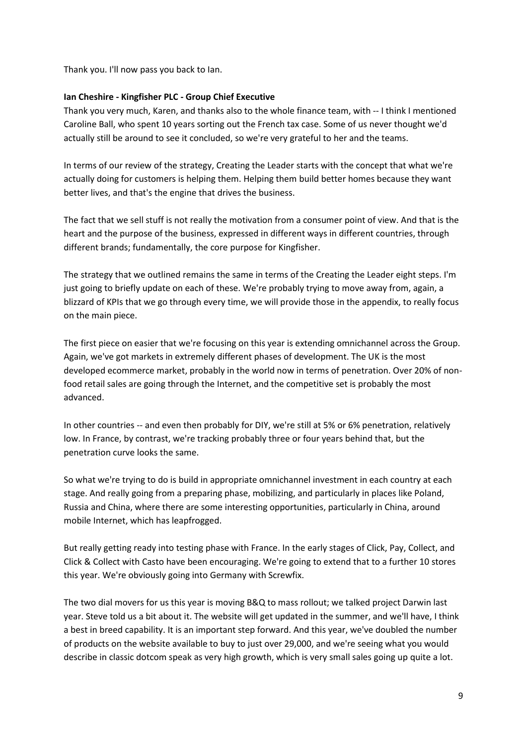Thank you. I'll now pass you back to Ian.

**Ian Cheshire - Kingfisher PLC - Group Chief Executive**

Thank you very much, Karen, and thanks also to the whole finance team, with -- I think I mentioned Caroline Ball, who spent 10 years sorting out the French tax case. Some of us never thought we'd actually still be around to see it concluded, so we're very grateful to her and the teams.

In terms of our review of the strategy, Creating the Leader starts with the concept that what we're actually doing for customers is helping them. Helping them build better homes because they want better lives, and that's the engine that drives the business.

The fact that we sell stuff is not really the motivation from a consumer point of view. And that is the heart and the purpose of the business, expressed in different ways in different countries, through different brands; fundamentally, the core purpose for Kingfisher.

The strategy that we outlined remains the same in terms of the Creating the Leader eight steps. I'm just going to briefly update on each of these. We're probably trying to move away from, again, a blizzard of KPIs that we go through every time, we will provide those in the appendix, to really focus on the main piece.

The first piece on easier that we're focusing on this year is extending omnichannel across the Group. Again, we've got markets in extremely different phases of development. The UK is the most developed ecommerce market, probably in the world now in terms of penetration. Over 20% of non-food retail sales are going through the Internet, and the competitive set is probably the most advanced.

In other countries -- and even then probably for DIY, we're still at 5% or 6% penetration, relatively low. In France, by contrast, we're tracking probably three or four years behind that, but the penetration curve looks the same.

So what we're trying to do is build in appropriate omnichannel investment in each country at each stage. And really going from a preparing phase, mobilizing, and particularly in places like Poland, Russia and China, where there are some interesting opportunities, particularly in China, around mobile Internet, which has leapfrogged.

But really getting ready into testing phase with France. In the early stages of Click, Pay, Collect, and Click & Collect with Casto have been encouraging. We're going to extend that to a further 10 stores this year. We're obviously going into Germany with Screwfix.

The two dial movers for us this year is moving B&Q to mass rollout; we talked project Darwin last year. Steve told us a bit about it. The website will get updated in the summer, and we'll have, I think a best in breed capability. It is an important step forward. And this year, we've doubled the number of products on the website available to buy to just over 29,000, and we're seeing what you would describe in classic dotcom speak as very high growth, which is very small sales going up quite a lot.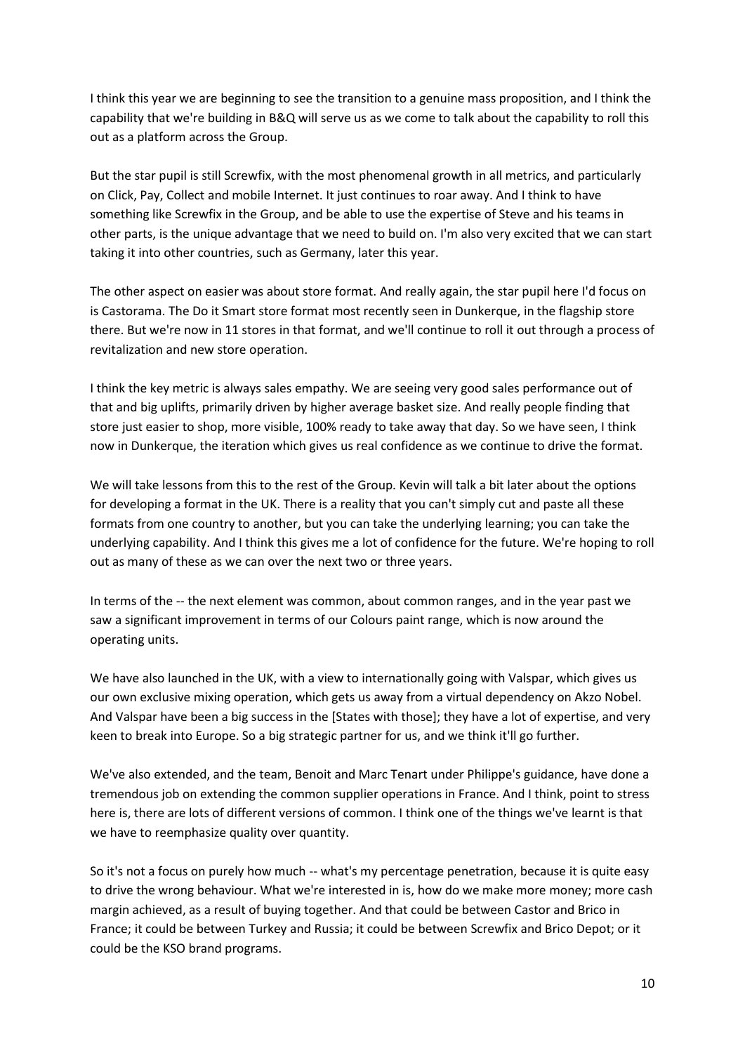I think this year we are beginning to see the transition to a genuine mass proposition, and I think the capability that we're building in B&Q will serve us as we come to talk about the capability to roll this out as a platform across the Group.

But the star pupil is still Screwfix, with the most phenomenal growth in all metrics, and particularly on Click, Pay, Collect and mobile Internet. It just continues to roar away. And I think to have something like Screwfix in the Group, and be able to use the expertise of Steve and his teams in other parts, is the unique advantage that we need to build on. I'm also very excited that we can start taking it into other countries, such as Germany, later this year.

The other aspect on easier was about store format. And really again, the star pupil here I'd focus on is Castorama. The Do it Smart store format most recently seen in Dunkerque, in the flagship store there. But we're now in 11 stores in that format, and we'll continue to roll it out through a process of revitalization and new store operation.

I think the key metric is always sales empathy. We are seeing very good sales performance out of that and big uplifts, primarily driven by higher average basket size. And really people finding that store just easier to shop, more visible, 100% ready to take away that day. So we have seen, I think now in Dunkerque, the iteration which gives us real confidence as we continue to drive the format.

We will take lessons from this to the rest of the Group. Kevin will talk a bit later about the options for developing a format in the UK. There is a reality that you can't simply cut and paste all these formats from one country to another, but you can take the underlying learning; you can take the underlying capability. And I think this gives me a lot of confidence for the future. We're hoping to roll out as many of these as we can over the next two or three years.

In terms of the -- the next element was common, about common ranges, and in the year past we saw a significant improvement in terms of our Colours paint range, which is now around the operating units.

We have also launched in the UK, with a view to internationally going with Valspar, which gives us our own exclusive mixing operation, which gets us away from a virtual dependency on Akzo Nobel. And Valspar have been a big success in the [States with those]; they have a lot of expertise, and very keen to break into Europe. So a big strategic partner for us, and we think it'll go further.

We've also extended, and the team, Benoit and Marc Tenart under Philippe's guidance, have done a tremendous job on extending the common supplier operations in France. And I think, point to stress here is, there are lots of different versions of common. I think one of the things we've learnt is that we have to reemphasize quality over quantity.

So it's not a focus on purely how much -- what's my percentage penetration, because it is quite easy to drive the wrong behaviour. What we're interested in is, how do we make more money; more cash margin achieved, as a result of buying together. And that could be between Castor and Brico in France; it could be between Turkey and Russia; it could be between Screwfix and Brico Depot; or it could be the KSO brand programs.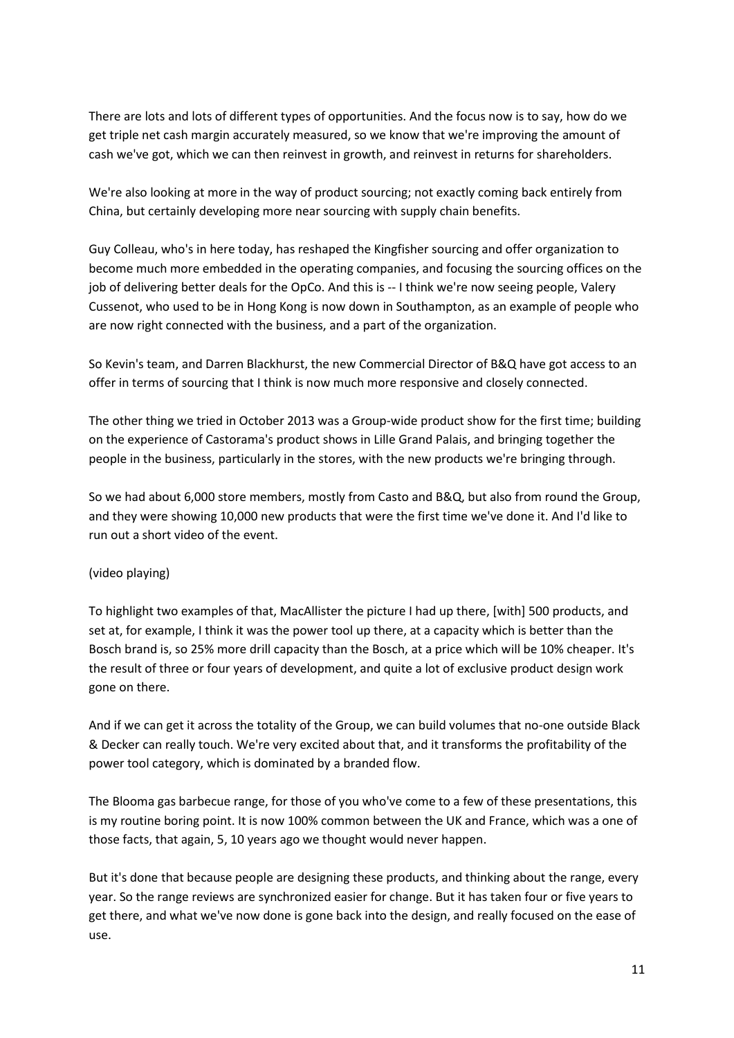There are lots and lots of different types of opportunities. And the focus now is to say, how do we get triple net cash margin accurately measured, so we know that we're improving the amount of cash we've got, which we can then reinvest in growth, and reinvest in returns for shareholders.

We're also looking at more in the way of product sourcing; not exactly coming back entirely from China, but certainly developing more near sourcing with supply chain benefits.

Guy Colleau, who's in here today, has reshaped the Kingfisher sourcing and offer organization to become much more embedded in the operating companies, and focusing the sourcing offices on the job of delivering better deals for the OpCo. And this is -- I think we're now seeing people, Valery Cussenot, who used to be in Hong Kong is now down in Southampton, as an example of people who are now right connected with the business, and a part of the organization.

So Kevin's team, and Darren Blackhurst, the new Commercial Director of B&Q have got access to an offer in terms of sourcing that I think is now much more responsive and closely connected.

The other thing we tried in October 2013 was a Group-wide product show for the first time; building on the experience of Castorama's product shows in Lille Grand Palais, and bringing together the people in the business, particularly in the stores, with the new products we're bringing through.

So we had about 6,000 store members, mostly from Casto and B&Q, but also from round the Group, and they were showing 10,000 new products that were the first time we've done it. And I'd like to run out a short video of the event.

(video playing)

To highlight two examples of that, MacAllister the picture I had up there, [with] 500 products, and set at, for example, I think it was the power tool up there, at a capacity which is better than the Bosch brand is, so 25% more drill capacity than the Bosch, at a price which will be 10% cheaper. It's the result of three or four years of development, and quite a lot of exclusive product design work gone on there.

And if we can get it across the totality of the Group, we can build volumes that no-one outside Black & Decker can really touch. We're very excited about that, and it transforms the profitability of the power tool category, which is dominated by a branded flow.

The Blooma gas barbecue range, for those of you who've come to a few of these presentations, this is my routine boring point. It is now 100% common between the UK and France, which was a one of those facts, that again, 5, 10 years ago we thought would never happen.

But it's done that because people are designing these products, and thinking about the range, every year. So the range reviews are synchronized easier for change. But it has taken four or five years to get there, and what we've now done is gone back into the design, and really focused on the ease of use.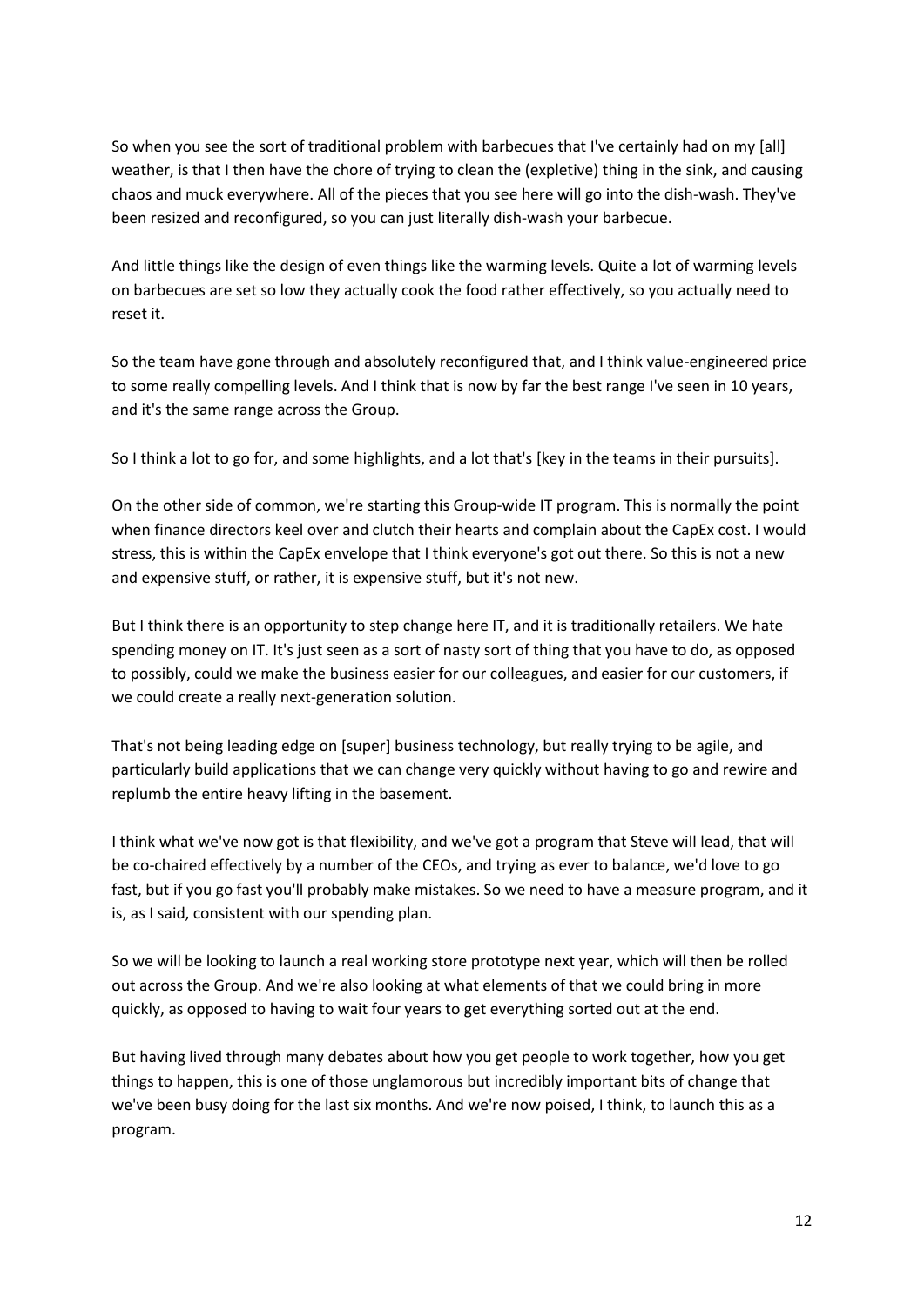So when you see the sort of traditional problem with barbecues that I've certainly had on my [all] weather, is that I then have the chore of trying to clean the (expletive) thing in the sink, and causing chaos and muck everywhere. All of the pieces that you see here will go into the dish-wash. They've been resized and reconfigured, so you can just literally dish-wash your barbecue.

And little things like the design of even things like the warming levels. Quite a lot of warming levels on barbecues are set so low they actually cook the food rather effectively, so you actually need to reset it.

So the team have gone through and absolutely reconfigured that, and I think value-engineered price to some really compelling levels. And I think that is now by far the best range I've seen in 10 years, and it's the same range across the Group.

So I think a lot to go for, and some highlights, and a lot that's [key in the teams in their pursuits].

On the other side of common, we're starting this Group-wide IT program. This is normally the point when finance directors keel over and clutch their hearts and complain about the CapEx cost. I would stress, this is within the CapEx envelope that I think everyone's got out there. So this is not a new and expensive stuff, or rather, it is expensive stuff, but it's not new.

But I think there is an opportunity to step change here IT, and it is traditionally retailers. We hate spending money on IT. It's just seen as a sort of nasty sort of thing that you have to do, as opposed to possibly, could we make the business easier for our colleagues, and easier for our customers, if we could create a really next-generation solution.

That's not being leading edge on [super] business technology, but really trying to be agile, and particularly build applications that we can change very quickly without having to go and rewire and replumb the entire heavy lifting in the basement.

I think what we've now got is that flexibility, and we've got a program that Steve will lead, that will be co-chaired effectively by a number of the CEOs, and trying as ever to balance, we'd love to go fast, but if you go fast you'll probably make mistakes. So we need to have a measure program, and it is, as I said, consistent with our spending plan.

So we will be looking to launch a real working store prototype next year, which will then be rolled out across the Group. And we're also looking at what elements of that we could bring in more quickly, as opposed to having to wait four years to get everything sorted out at the end.

But having lived through many debates about how you get people to work together, how you get things to happen, this is one of those unglamorous but incredibly important bits of change that we've been busy doing for the last six months. And we're now poised, I think, to launch this as a program.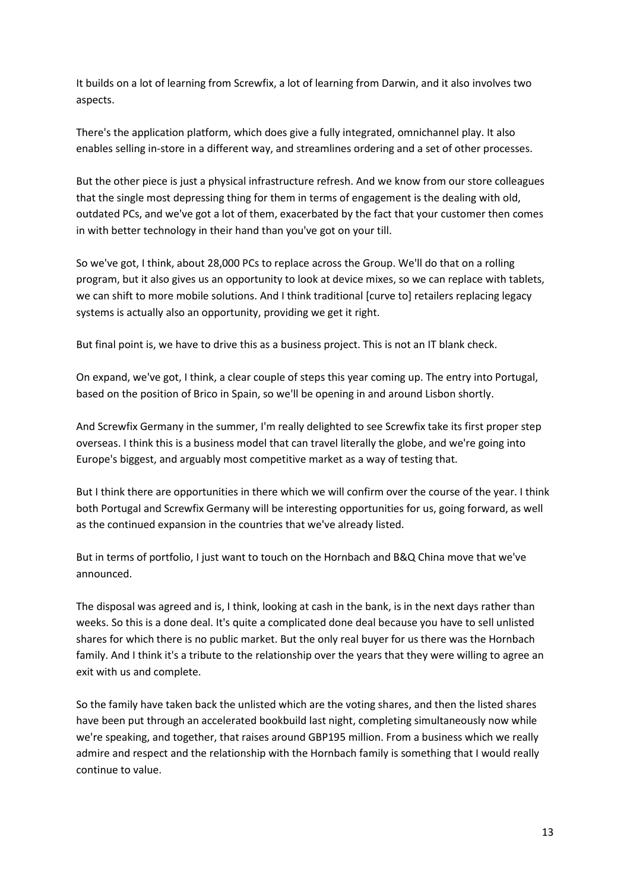It builds on a lot of learning from Screwfix, a lot of learning from Darwin, and it also involves two aspects.

There's the application platform, which does give a fully integrated, omnichannel play. It also enables selling in-store in a different way, and streamlines ordering and a set of other processes.

But the other piece is just a physical infrastructure refresh. And we know from our store colleagues that the single most depressing thing for them in terms of engagement is the dealing with old, outdated PCs, and we've got a lot of them, exacerbated by the fact that your customer then comes in with better technology in their hand than you've got on your till.

So we've got, I think, about 28,000 PCs to replace across the Group. We'll do that on a rolling program, but it also gives us an opportunity to look at device mixes, so we can replace with tablets, we can shift to more mobile solutions. And I think traditional [curve to] retailers replacing legacy systems is actually also an opportunity, providing we get it right.

But final point is, we have to drive this as a business project. This is not an IT blank check.

On expand, we've got, I think, a clear couple of steps this year coming up. The entry into Portugal, based on the position of Brico in Spain, so we'll be opening in and around Lisbon shortly.

And Screwfix Germany in the summer, I'm really delighted to see Screwfix take its first proper step overseas. I think this is a business model that can travel literally the globe, and we're going into Europe's biggest, and arguably most competitive market as a way of testing that.

But I think there are opportunities in there which we will confirm over the course of the year. I think both Portugal and Screwfix Germany will be interesting opportunities for us, going forward, as well as the continued expansion in the countries that we've already listed.

But in terms of portfolio, I just want to touch on the Hornbach and B&Q China move that we've announced.

The disposal was agreed and is, I think, looking at cash in the bank, is in the next days rather than weeks. So this is a done deal. It's quite a complicated done deal because you have to sell unlisted shares for which there is no public market. But the only real buyer for us there was the Hornbach family. And I think it's a tribute to the relationship over the years that they were willing to agree an exit with us and complete.

So the family have taken back the unlisted which are the voting shares, and then the listed shares have been put through an accelerated bookbuild last night, completing simultaneously now while we're speaking, and together, that raises around GBP195 million. From a business which we really admire and respect and the relationship with the Hornbach family is something that I would really continue to value.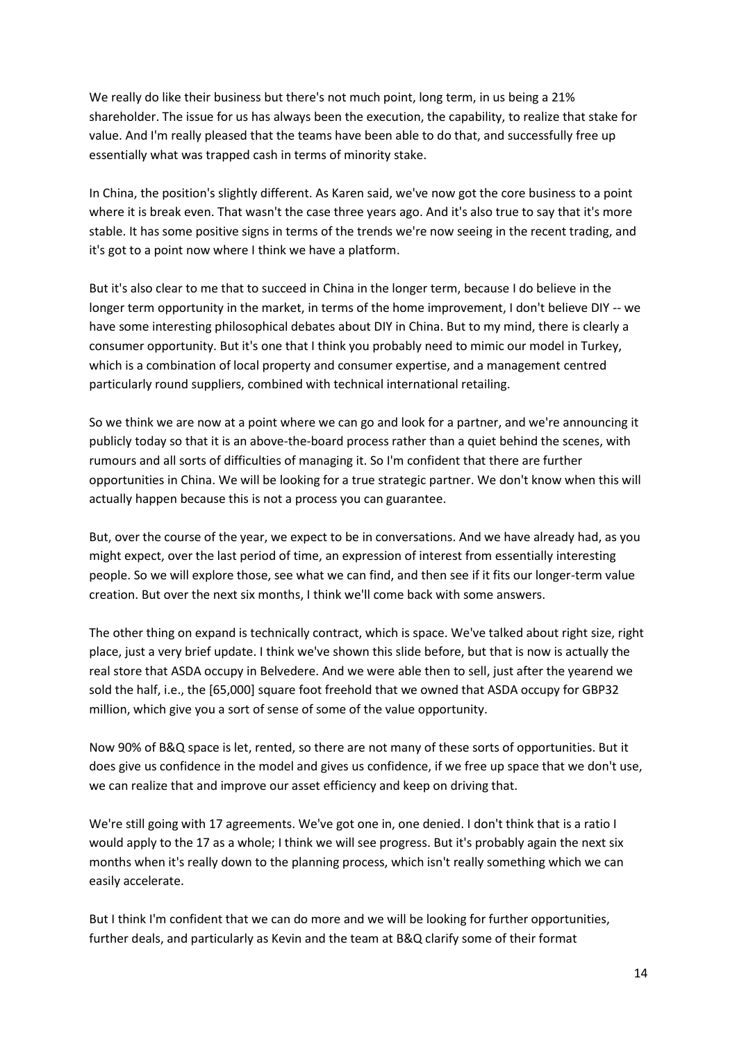We really do like their business but there's not much point, long term, in us being a 21% shareholder. The issue for us has always been the execution, the capability, to realize that stake for value. And I'm really pleased that the teams have been able to do that, and successfully free up essentially what was trapped cash in terms of minority stake.

In China, the position's slightly different. As Karen said, we've now got the core business to a point where it is break even. That wasn't the case three years ago. And it's also true to say that it's more stable. It has some positive signs in terms of the trends we're now seeing in the recent trading, and it's got to a point now where I think we have a platform.

But it's also clear to me that to succeed in China in the longer term, because I do believe in the longer term opportunity in the market, in terms of the home improvement, I don't believe DIY -- we have some interesting philosophical debates about DIY in China. But to my mind, there is clearly a consumer opportunity. But it's one that I think you probably need to mimic our model in Turkey, which is a combination of local property and consumer expertise, and a management centred particularly round suppliers, combined with technical international retailing.

So we think we are now at a point where we can go and look for a partner, and we're announcing it publicly today so that it is an above-the-board process rather than a quiet behind the scenes, with rumours and all sorts of difficulties of managing it. So I'm confident that there are further opportunities in China. We will be looking for a true strategic partner. We don't know when this will actually happen because this is not a process you can guarantee.

But, over the course of the year, we expect to be in conversations. And we have already had, as you might expect, over the last period of time, an expression of interest from essentially interesting people. So we will explore those, see what we can find, and then see if it fits our longer-term value creation. But over the next six months, I think we'll come back with some answers.

The other thing on expand is technically contract, which is space. We've talked about right size, right place, just a very brief update. I think we've shown this slide before, but that is now is actually the real store that ASDA occupy in Belvedere. And we were able then to sell, just after the yearend we sold the half, i.e., the [65,000] square foot freehold that we owned that ASDA occupy for GBP32 million, which give you a sort of sense of some of the value opportunity.

Now 90% of B&Q space is let, rented, so there are not many of these sorts of opportunities. But it does give us confidence in the model and gives us confidence, if we free up space that we don't use, we can realize that and improve our asset efficiency and keep on driving that.

We're still going with 17 agreements. We've got one in, one denied. I don't think that is a ratio I would apply to the 17 as a whole; I think we will see progress. But it's probably again the next six months when it's really down to the planning process, which isn't really something which we can easily accelerate.

But I think I'm confident that we can do more and we will be looking for further opportunities, further deals, and particularly as Kevin and the team at B&Q clarify some of their format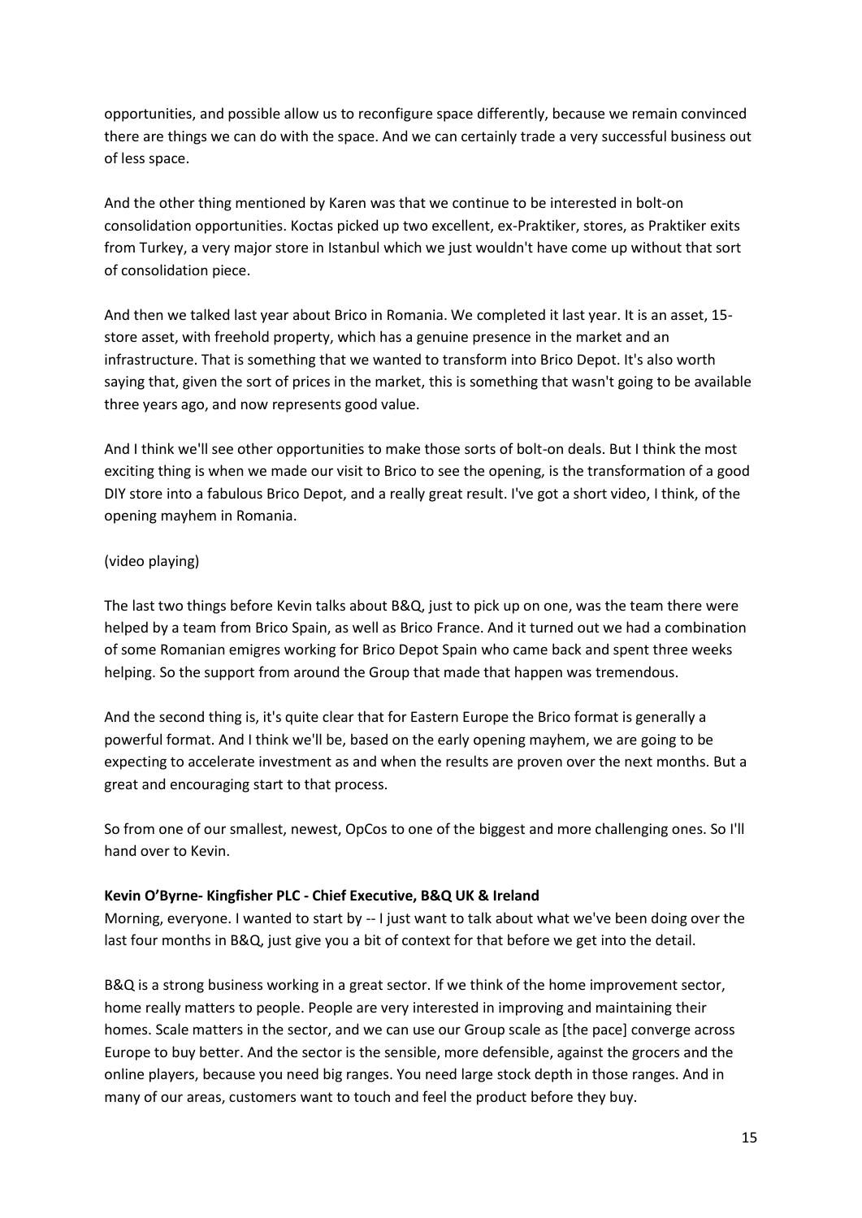opportunities, and possible allow us to reconfigure space differently, because we remain convinced there are things we can do with the space. And we can certainly trade a very successful business out of less space.

And the other thing mentioned by Karen was that we continue to be interested in bolt-on consolidation opportunities. Koctas picked up two excellent, ex-Praktiker, stores, as Praktiker exits from Turkey, a very major store in Istanbul which we just wouldn't have come up without that sort of consolidation piece.

And then we talked last year about Brico in Romania. We completed it last year. It is an asset, 15-store asset, with freehold property, which has a genuine presence in the market and an infrastructure. That is something that we wanted to transform into Brico Depot. It's also worth saying that, given the sort of prices in the market, this is something that wasn't going to be available three years ago, and now represents good value.

And I think we'll see other opportunities to make those sorts of bolt-on deals. But I think the most exciting thing is when we made our visit to Brico to see the opening, is the transformation of a good DIY store into a fabulous Brico Depot, and a really great result. I've got a short video, I think, of the opening mayhem in Romania.

(video playing)

The last two things before Kevin talks about B&Q, just to pick up on one, was the team there were helped by a team from Brico Spain, as well as Brico France. And it turned out we had a combination of some Romanian emigres working for Brico Depot Spain who came back and spent three weeks helping. So the support from around the Group that made that happen was tremendous.

And the second thing is, it's quite clear that for Eastern Europe the Brico format is generally a powerful format. And I think we'll be, based on the early opening mayhem, we are going to be expecting to accelerate investment as and when the results are proven over the next months. But a great and encouraging start to that process.

So from one of our smallest, newest, OpCos to one of the biggest and more challenging ones. So I'll hand over to Kevin.

**Kevin O'Byrne- Kingfisher PLC - Chief Executive, B&Q UK & Ireland**

Morning, everyone. I wanted to start by -- I just want to talk about what we've been doing over the last four months in B&Q, just give you a bit of context for that before we get into the detail.

B&Q is a strong business working in a great sector. If we think of the home improvement sector, home really matters to people. People are very interested in improving and maintaining their homes. Scale matters in the sector, and we can use our Group scale as [the pace] converge across Europe to buy better. And the sector is the sensible, more defensible, against the grocers and the online players, because you need big ranges. You need large stock depth in those ranges. And in many of our areas, customers want to touch and feel the product before they buy.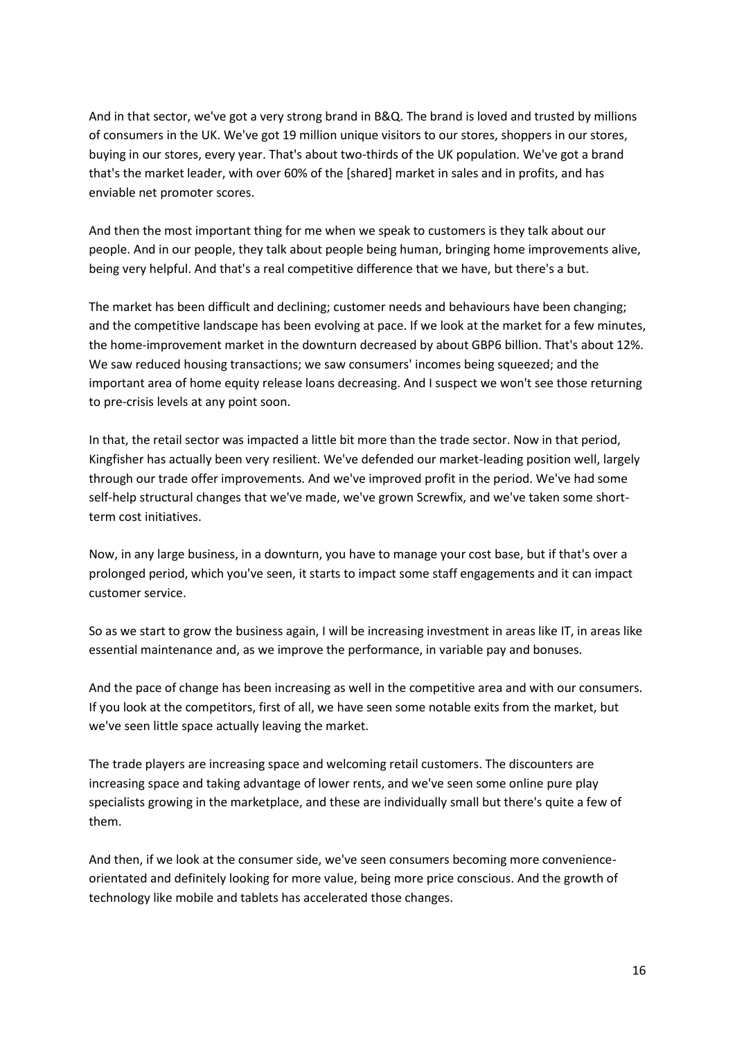And in that sector, we've got a very strong brand in B&Q. The brand is loved and trusted by millions of consumers in the UK. We've got 19 million unique visitors to our stores, shoppers in our stores, buying in our stores, every year. That's about two-thirds of the UK population. We've got a brand that's the market leader, with over 60% of the [shared] market in sales and in profits, and has enviable net promoter scores.

And then the most important thing for me when we speak to customers is they talk about our people. And in our people, they talk about people being human, bringing home improvements alive, being very helpful. And that's a real competitive difference that we have, but there's a but.

The market has been difficult and declining; customer needs and behaviours have been changing; and the competitive landscape has been evolving at pace. If we look at the market for a few minutes, the home-improvement market in the downturn decreased by about GBP6 billion. That's about 12%. We saw reduced housing transactions; we saw consumers' incomes being squeezed; and the important area of home equity release loans decreasing. And I suspect we won't see those returning to pre-crisis levels at any point soon.

In that, the retail sector was impacted a little bit more than the trade sector. Now in that period, Kingfisher has actually been very resilient. We've defended our market-leading position well, largely through our trade offer improvements. And we've improved profit in the period. We've had some self-help structural changes that we've made, we've grown Screwfix, and we've taken some short-term cost initiatives.

Now, in any large business, in a downturn, you have to manage your cost base, but if that's over a prolonged period, which you've seen, it starts to impact some staff engagements and it can impact customer service.

So as we start to grow the business again, I will be increasing investment in areas like IT, in areas like essential maintenance and, as we improve the performance, in variable pay and bonuses.

And the pace of change has been increasing as well in the competitive area and with our consumers. If you look at the competitors, first of all, we have seen some notable exits from the market, but we've seen little space actually leaving the market.

The trade players are increasing space and welcoming retail customers. The discounters are increasing space and taking advantage of lower rents, and we've seen some online pure play specialists growing in the marketplace, and these are individually small but there's quite a few of them.

And then, if we look at the consumer side, we've seen consumers becoming more convenience-orientated and definitely looking for more value, being more price conscious. And the growth of technology like mobile and tablets has accelerated those changes.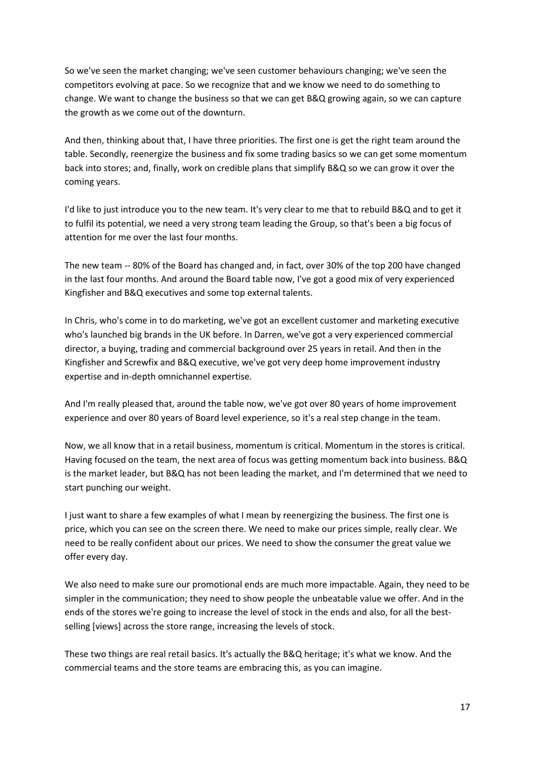So we've seen the market changing; we've seen customer behaviours changing; we've seen the competitors evolving at pace. So we recognize that and we know we need to do something to change. We want to change the business so that we can get B&Q growing again, so we can capture the growth as we come out of the downturn.

And then, thinking about that, I have three priorities. The first one is get the right team around the table. Secondly, reenergize the business and fix some trading basics so we can get some momentum back into stores; and, finally, work on credible plans that simplify B&Q so we can grow it over the coming years.

I'd like to just introduce you to the new team. It's very clear to me that to rebuild B&Q and to get it to fulfil its potential, we need a very strong team leading the Group, so that's been a big focus of attention for me over the last four months.

The new team -- 80% of the Board has changed and, in fact, over 30% of the top 200 have changed in the last four months. And around the Board table now, I've got a good mix of very experienced Kingfisher and B&Q executives and some top external talents.

In Chris, who's come in to do marketing, we've got an excellent customer and marketing executive who's launched big brands in the UK before. In Darren, we've got a very experienced commercial director, a buying, trading and commercial background over 25 years in retail. And then in the Kingfisher and Screwfix and B&Q executive, we've got very deep home improvement industry expertise and in-depth omnichannel expertise.

And I'm really pleased that, around the table now, we've got over 80 years of home improvement experience and over 80 years of Board level experience, so it's a real step change in the team.

Now, we all know that in a retail business, momentum is critical. Momentum in the stores is critical. Having focused on the team, the next area of focus was getting momentum back into business. B&Q is the market leader, but B&Q has not been leading the market, and I'm determined that we need to start punching our weight.

I just want to share a few examples of what I mean by reenergizing the business. The first one is price, which you can see on the screen there. We need to make our prices simple, really clear. We need to be really confident about our prices. We need to show the consumer the great value we offer every day.

We also need to make sure our promotional ends are much more impactable. Again, they need to be simpler in the communication; they need to show people the unbeatable value we offer. And in the ends of the stores we're going to increase the level of stock in the ends and also, for all the best-selling [views] across the store range, increasing the levels of stock.

These two things are real retail basics. It's actually the B&Q heritage; it's what we know. And the commercial teams and the store teams are embracing this, as you can imagine.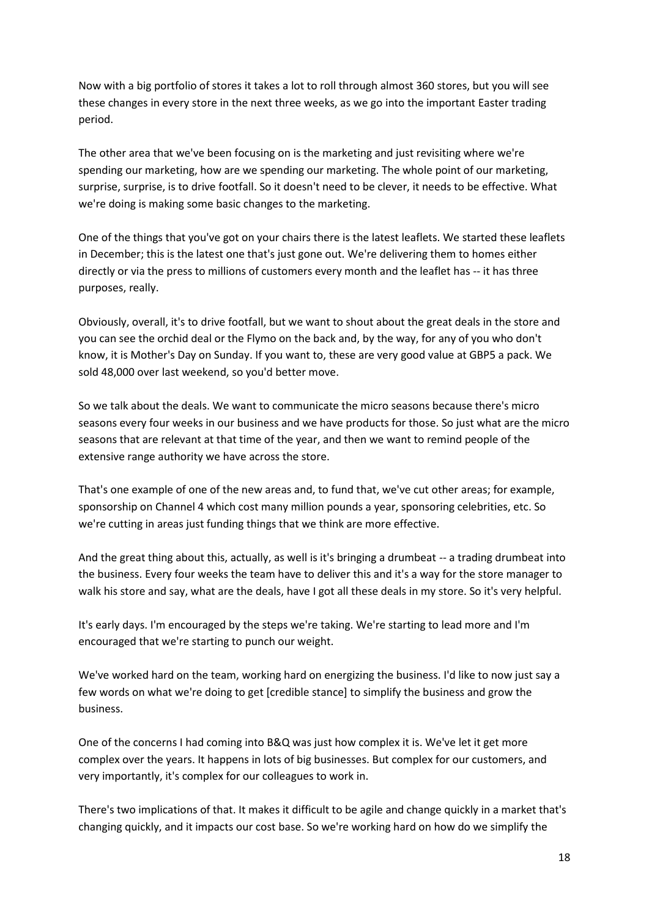Now with a big portfolio of stores it takes a lot to roll through almost 360 stores, but you will see these changes in every store in the next three weeks, as we go into the important Easter trading period.

The other area that we've been focusing on is the marketing and just revisiting where we're spending our marketing, how are we spending our marketing. The whole point of our marketing, surprise, surprise, is to drive footfall. So it doesn't need to be clever, it needs to be effective. What we're doing is making some basic changes to the marketing.

One of the things that you've got on your chairs there is the latest leaflets. We started these leaflets in December; this is the latest one that's just gone out. We're delivering them to homes either directly or via the press to millions of customers every month and the leaflet has -- it has three purposes, really.

Obviously, overall, it's to drive footfall, but we want to shout about the great deals in the store and you can see the orchid deal or the Flymo on the back and, by the way, for any of you who don't know, it is Mother's Day on Sunday. If you want to, these are very good value at GBP5 a pack. We sold 48,000 over last weekend, so you'd better move.

So we talk about the deals. We want to communicate the micro seasons because there's micro seasons every four weeks in our business and we have products for those. So just what are the micro seasons that are relevant at that time of the year, and then we want to remind people of the extensive range authority we have across the store.

That's one example of one of the new areas and, to fund that, we've cut other areas; for example, sponsorship on Channel 4 which cost many million pounds a year, sponsoring celebrities, etc. So we're cutting in areas just funding things that we think are more effective.

And the great thing about this, actually, as well is it's bringing a drumbeat -- a trading drumbeat into the business. Every four weeks the team have to deliver this and it's a way for the store manager to walk his store and say, what are the deals, have I got all these deals in my store. So it's very helpful.

It's early days. I'm encouraged by the steps we're taking. We're starting to lead more and I'm encouraged that we're starting to punch our weight.

We've worked hard on the team, working hard on energizing the business. I'd like to now just say a few words on what we're doing to get [credible stance] to simplify the business and grow the business.

One of the concerns I had coming into B&Q was just how complex it is. We've let it get more complex over the years. It happens in lots of big businesses. But complex for our customers, and very importantly, it's complex for our colleagues to work in.

There's two implications of that. It makes it difficult to be agile and change quickly in a market that's changing quickly, and it impacts our cost base. So we're working hard on how do we simplify the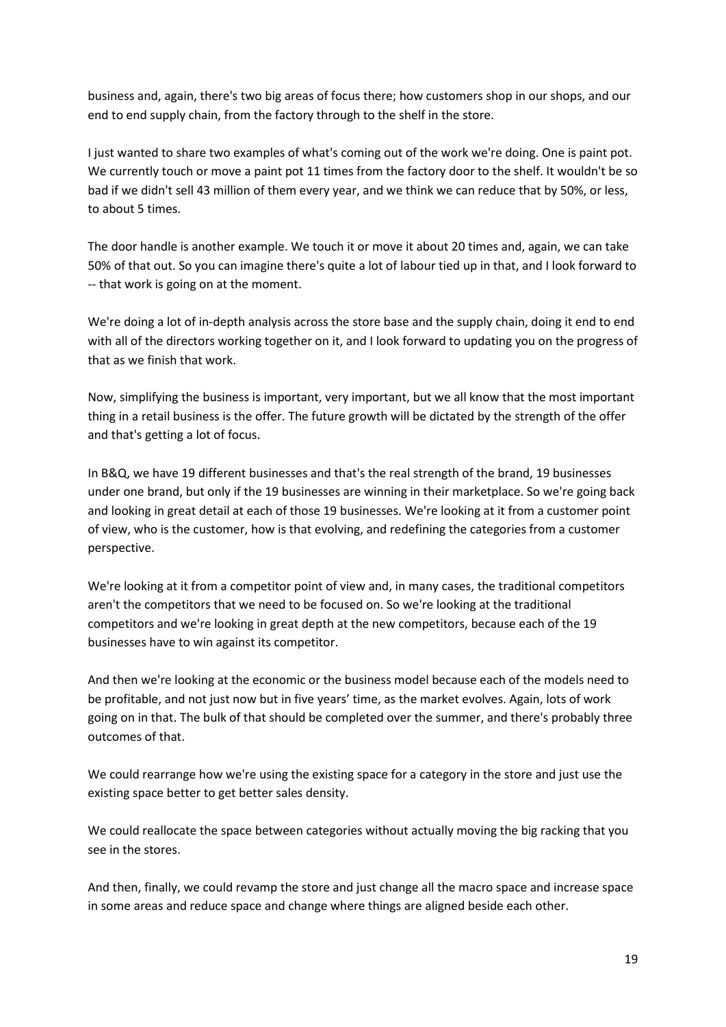business and, again, there's two big areas of focus there; how customers shop in our shops, and our end to end supply chain, from the factory through to the shelf in the store.

I just wanted to share two examples of what's coming out of the work we're doing. One is paint pot. We currently touch or move a paint pot 11 times from the factory door to the shelf. It wouldn't be so bad if we didn't sell 43 million of them every year, and we think we can reduce that by 50%, or less, to about 5 times.

The door handle is another example. We touch it or move it about 20 times and, again, we can take 50% of that out. So you can imagine there's quite a lot of labour tied up in that, and I look forward to -- that work is going on at the moment.

We're doing a lot of in-depth analysis across the store base and the supply chain, doing it end to end with all of the directors working together on it, and I look forward to updating you on the progress of that as we finish that work.

Now, simplifying the business is important, very important, but we all know that the most important thing in a retail business is the offer. The future growth will be dictated by the strength of the offer and that's getting a lot of focus.

In B&Q, we have 19 different businesses and that's the real strength of the brand, 19 businesses under one brand, but only if the 19 businesses are winning in their marketplace. So we're going back and looking in great detail at each of those 19 businesses. We're looking at it from a customer point of view, who is the customer, how is that evolving, and redefining the categories from a customer perspective.

We're looking at it from a competitor point of view and, in many cases, the traditional competitors aren't the competitors that we need to be focused on. So we're looking at the traditional competitors and we're looking in great depth at the new competitors, because each of the 19 businesses have to win against its competitor.

And then we're looking at the economic or the business model because each of the models need to be profitable, and not just now but in five years' time, as the market evolves. Again, lots of work going on in that. The bulk of that should be completed over the summer, and there's probably three outcomes of that.

We could rearrange how we're using the existing space for a category in the store and just use the existing space better to get better sales density.

We could reallocate the space between categories without actually moving the big racking that you see in the stores.

And then, finally, we could revamp the store and just change all the macro space and increase space in some areas and reduce space and change where things are aligned beside each other.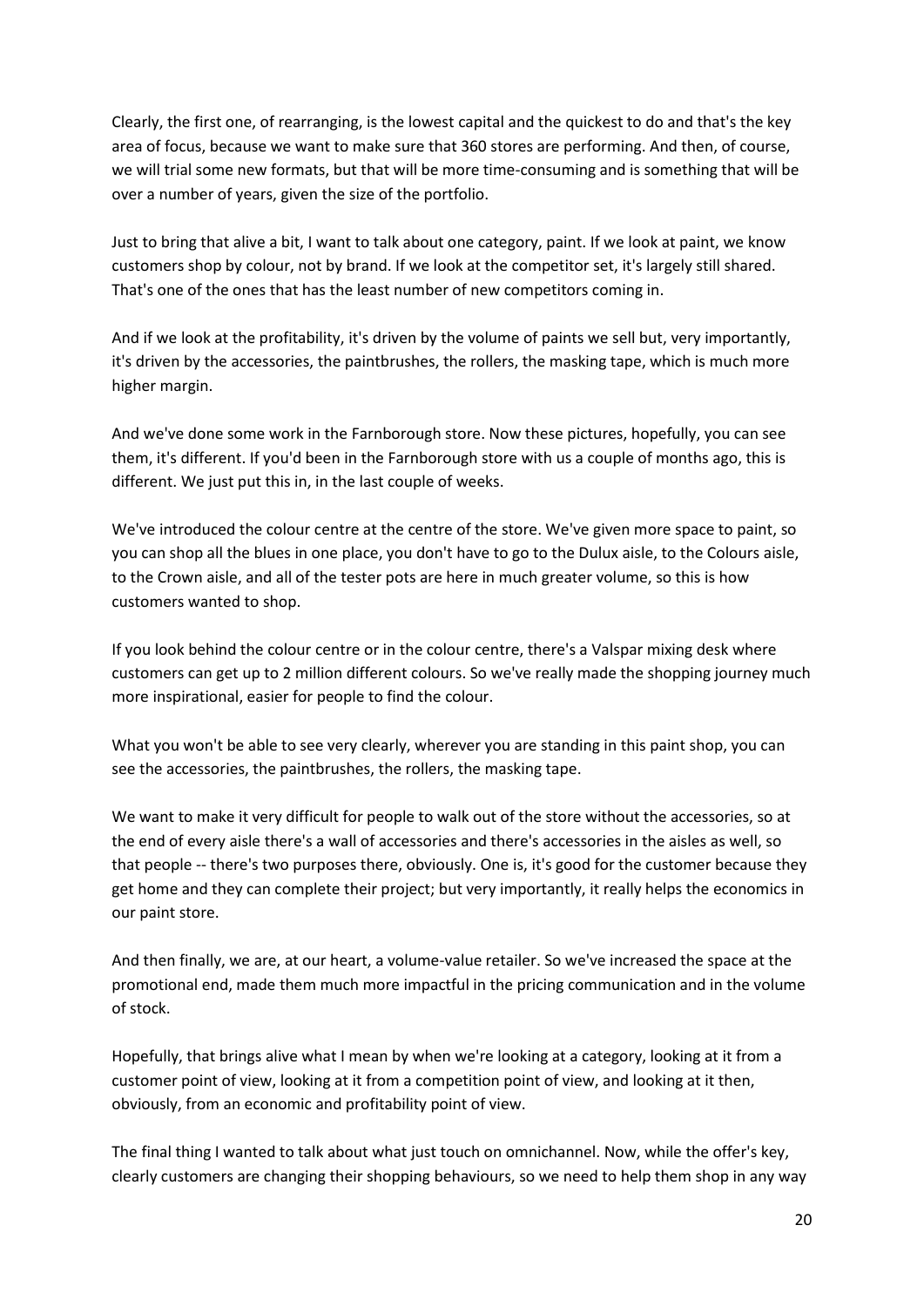Clearly, the first one, of rearranging, is the lowest capital and the quickest to do and that's the key area of focus, because we want to make sure that 360 stores are performing. And then, of course, we will trial some new formats, but that will be more time-consuming and is something that will be over a number of years, given the size of the portfolio.

Just to bring that alive a bit, I want to talk about one category, paint. If we look at paint, we know customers shop by colour, not by brand. If we look at the competitor set, it's largely still shared. That's one of the ones that has the least number of new competitors coming in.

And if we look at the profitability, it's driven by the volume of paints we sell but, very importantly, it's driven by the accessories, the paintbrushes, the rollers, the masking tape, which is much more higher margin.

And we've done some work in the Farnborough store. Now these pictures, hopefully, you can see them, it's different. If you'd been in the Farnborough store with us a couple of months ago, this is different. We just put this in, in the last couple of weeks.

We've introduced the colour centre at the centre of the store. We've given more space to paint, so you can shop all the blues in one place, you don't have to go to the Dulux aisle, to the Colours aisle, to the Crown aisle, and all of the tester pots are here in much greater volume, so this is how customers wanted to shop.

If you look behind the colour centre or in the colour centre, there's a Valspar mixing desk where customers can get up to 2 million different colours. So we've really made the shopping journey much more inspirational, easier for people to find the colour.

What you won't be able to see very clearly, wherever you are standing in this paint shop, you can see the accessories, the paintbrushes, the rollers, the masking tape.

We want to make it very difficult for people to walk out of the store without the accessories, so at the end of every aisle there's a wall of accessories and there's accessories in the aisles as well, so that people -- there's two purposes there, obviously. One is, it's good for the customer because they get home and they can complete their project; but very importantly, it really helps the economics in our paint store.

And then finally, we are, at our heart, a volume-value retailer. So we've increased the space at the promotional end, made them much more impactful in the pricing communication and in the volume of stock.

Hopefully, that brings alive what I mean by when we're looking at a category, looking at it from a customer point of view, looking at it from a competition point of view, and looking at it then, obviously, from an economic and profitability point of view.

The final thing I wanted to talk about what just touch on omnichannel. Now, while the offer's key, clearly customers are changing their shopping behaviours, so we need to help them shop in any way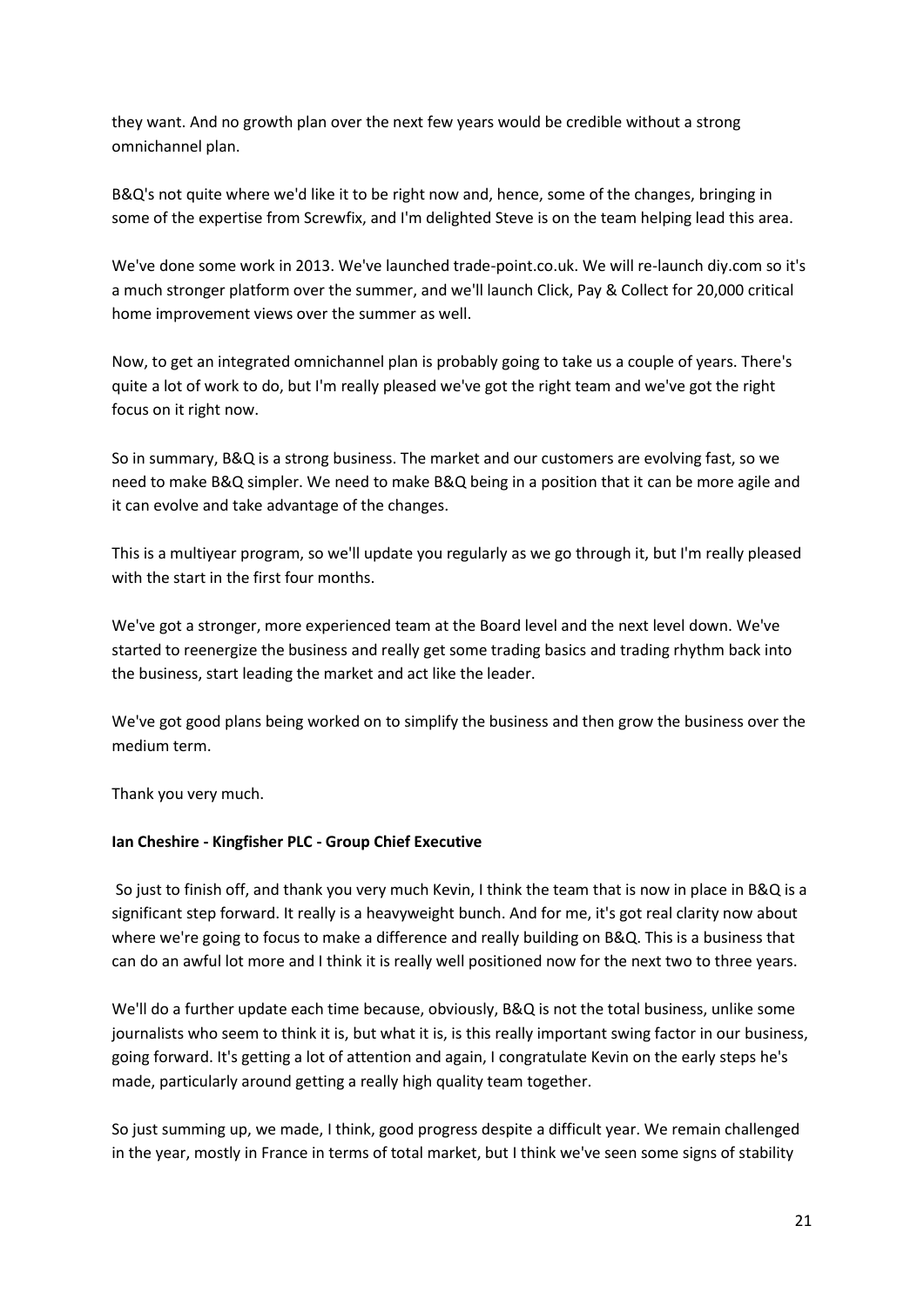they want. And no growth plan over the next few years would be credible without a strong omnichannel plan.

B&Q's not quite where we'd like it to be right now and, hence, some of the changes, bringing in some of the expertise from Screwfix, and I'm delighted Steve is on the team helping lead this area.

We've done some work in 2013. We've launched trade-point.co.uk. We will re-launch diy.com so it's a much stronger platform over the summer, and we'll launch Click, Pay & Collect for 20,000 critical home improvement views over the summer as well.

Now, to get an integrated omnichannel plan is probably going to take us a couple of years. There's quite a lot of work to do, but I'm really pleased we've got the right team and we've got the right focus on it right now.

So in summary, B&Q is a strong business. The market and our customers are evolving fast, so we need to make B&Q simpler. We need to make B&Q being in a position that it can be more agile and it can evolve and take advantage of the changes.

This is a multiyear program, so we'll update you regularly as we go through it, but I'm really pleased with the start in the first four months.

We've got a stronger, more experienced team at the Board level and the next level down. We've started to reenergize the business and really get some trading basics and trading rhythm back into the business, start leading the market and act like the leader.

We've got good plans being worked on to simplify the business and then grow the business over the medium term.

Thank you very much.

**Ian Cheshire - Kingfisher PLC - Group Chief Executive**

So just to finish off, and thank you very much Kevin, I think the team that is now in place in B&Q is a significant step forward. It really is a heavyweight bunch. And for me, it's got real clarity now about where we're going to focus to make a difference and really building on B&Q. This is a business that can do an awful lot more and I think it is really well positioned now for the next two to three years.

We'll do a further update each time because, obviously, B&Q is not the total business, unlike some journalists who seem to think it is, but what it is, is this really important swing factor in our business, going forward. It's getting a lot of attention and again, I congratulate Kevin on the early steps he's made, particularly around getting a really high quality team together.

So just summing up, we made, I think, good progress despite a difficult year. We remain challenged in the year, mostly in France in terms of total market, but I think we've seen some signs of stability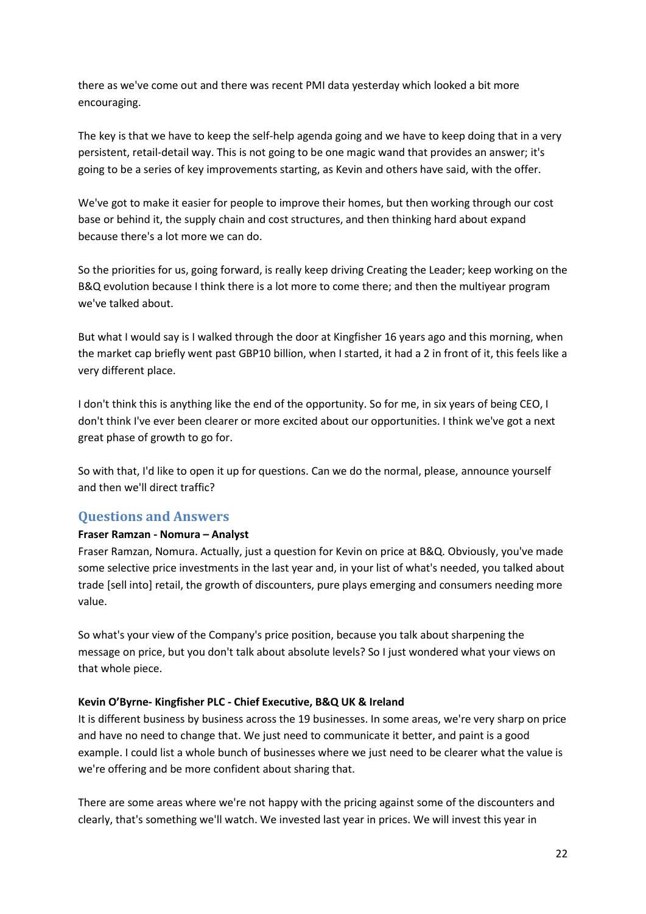there as we've come out and there was recent PMI data yesterday which looked a bit more encouraging.

The key is that we have to keep the self-help agenda going and we have to keep doing that in a very persistent, retail-detail way. This is not going to be one magic wand that provides an answer; it's going to be a series of key improvements starting, as Kevin and others have said, with the offer.

We've got to make it easier for people to improve their homes, but then working through our cost base or behind it, the supply chain and cost structures, and then thinking hard about expand because there's a lot more we can do.

So the priorities for us, going forward, is really keep driving Creating the Leader; keep working on the B&Q evolution because I think there is a lot more to come there; and then the multiyear program we've talked about.

But what I would say is I walked through the door at Kingfisher 16 years ago and this morning, when the market cap briefly went past GBP10 billion, when I started, it had a 2 in front of it, this feels like a very different place.

I don't think this is anything like the end of the opportunity. So for me, in six years of being CEO, I don't think I've ever been clearer or more excited about our opportunities. I think we've got a next great phase of growth to go for.

So with that, I'd like to open it up for questions. Can we do the normal, please, announce yourself and then we'll direct traffic?

## Questions and Answers

**Fraser Ramzan - Nomura – Analyst**

Fraser Ramzan, Nomura. Actually, just a question for Kevin on price at B&Q. Obviously, you've made some selective price investments in the last year and, in your list of what's needed, you talked about trade [sell into] retail, the growth of discounters, pure plays emerging and consumers needing more value.

So what's your view of the Company's price position, because you talk about sharpening the message on price, but you don't talk about absolute levels? So I just wondered what your views on that whole piece.

**Kevin O'Byrne- Kingfisher PLC - Chief Executive, B&Q UK & Ireland**

It is different business by business across the 19 businesses. In some areas, we're very sharp on price and have no need to change that. We just need to communicate it better, and paint is a good example. I could list a whole bunch of businesses where we just need to be clearer what the value is we're offering and be more confident about sharing that.

There are some areas where we're not happy with the pricing against some of the discounters and clearly, that's something we'll watch. We invested last year in prices. We will invest this year in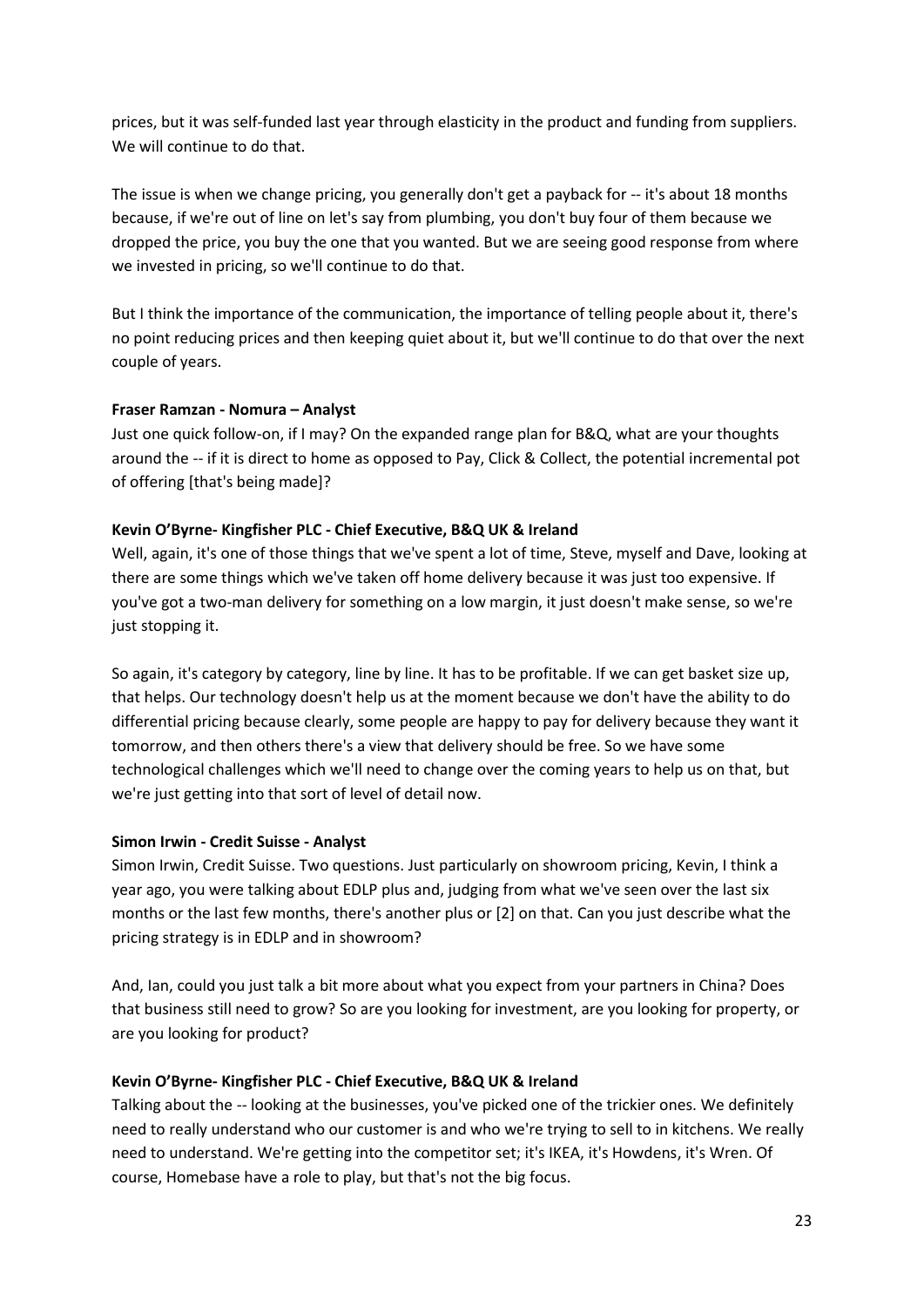prices, but it was self-funded last year through elasticity in the product and funding from suppliers. We will continue to do that.

The issue is when we change pricing, you generally don't get a payback for -- it's about 18 months because, if we're out of line on let's say from plumbing, you don't buy four of them because we dropped the price, you buy the one that you wanted. But we are seeing good response from where we invested in pricing, so we'll continue to do that.

But I think the importance of the communication, the importance of telling people about it, there's no point reducing prices and then keeping quiet about it, but we'll continue to do that over the next couple of years.

**Fraser Ramzan - Nomura – Analyst**

Just one quick follow-on, if I may? On the expanded range plan for B&Q, what are your thoughts around the -- if it is direct to home as opposed to Pay, Click & Collect, the potential incremental pot of offering [that's being made]?

**Kevin O'Byrne- Kingfisher PLC - Chief Executive, B&Q UK & Ireland**

Well, again, it's one of those things that we've spent a lot of time, Steve, myself and Dave, looking at there are some things which we've taken off home delivery because it was just too expensive. If you've got a two-man delivery for something on a low margin, it just doesn't make sense, so we're just stopping it.

So again, it's category by category, line by line. It has to be profitable. If we can get basket size up, that helps. Our technology doesn't help us at the moment because we don't have the ability to do differential pricing because clearly, some people are happy to pay for delivery because they want it tomorrow, and then others there's a view that delivery should be free. So we have some technological challenges which we'll need to change over the coming years to help us on that, but we're just getting into that sort of level of detail now.

**Simon Irwin - Credit Suisse - Analyst**

Simon Irwin, Credit Suisse. Two questions. Just particularly on showroom pricing, Kevin, I think a year ago, you were talking about EDLP plus and, judging from what we've seen over the last six months or the last few months, there's another plus or [2] on that. Can you just describe what the pricing strategy is in EDLP and in showroom?

And, Ian, could you just talk a bit more about what you expect from your partners in China? Does that business still need to grow? So are you looking for investment, are you looking for property, or are you looking for product?

**Kevin O'Byrne- Kingfisher PLC - Chief Executive, B&Q UK & Ireland**

Talking about the -- looking at the businesses, you've picked one of the trickier ones. We definitely need to really understand who our customer is and who we're trying to sell to in kitchens. We really need to understand. We're getting into the competitor set; it's IKEA, it's Howdens, it's Wren. Of course, Homebase have a role to play, but that's not the big focus.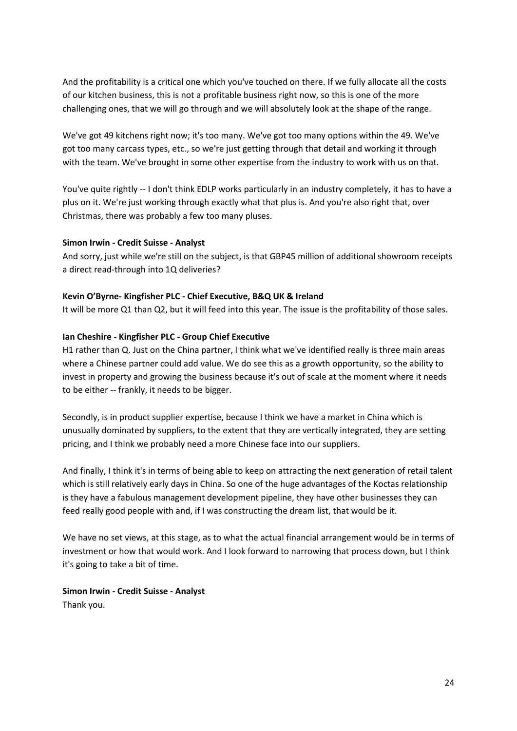And the profitability is a critical one which you've touched on there. If we fully allocate all the costs of our kitchen business, this is not a profitable business right now, so this is one of the more challenging ones, that we will go through and we will absolutely look at the shape of the range.

We've got 49 kitchens right now; it's too many. We've got too many options within the 49. We've got too many carcass types, etc., so we're just getting through that detail and working it through with the team. We've brought in some other expertise from the industry to work with us on that.

You've quite rightly -- I don't think EDLP works particularly in an industry completely, it has to have a plus on it. We're just working through exactly what that plus is. And you're also right that, over Christmas, there was probably a few too many pluses.

**Simon Irwin - Credit Suisse - Analyst**
And sorry, just while we're still on the subject, is that GBP45 million of additional showroom receipts a direct read-through into 1Q deliveries?

**Kevin O'Byrne- Kingfisher PLC - Chief Executive, B&Q UK & Ireland**
It will be more Q1 than Q2, but it will feed into this year. The issue is the profitability of those sales.

**Ian Cheshire - Kingfisher PLC - Group Chief Executive**
H1 rather than Q. Just on the China partner, I think what we've identified really is three main areas where a Chinese partner could add value. We do see this as a growth opportunity, so the ability to invest in property and growing the business because it's out of scale at the moment where it needs to be either -- frankly, it needs to be bigger.

Secondly, is in product supplier expertise, because I think we have a market in China which is unusually dominated by suppliers, to the extent that they are vertically integrated, they are setting pricing, and I think we probably need a more Chinese face into our suppliers.

And finally, I think it's in terms of being able to keep on attracting the next generation of retail talent which is still relatively early days in China. So one of the huge advantages of the Koctas relationship is they have a fabulous management development pipeline, they have other businesses they can feed really good people with and, if I was constructing the dream list, that would be it.

We have no set views, at this stage, as to what the actual financial arrangement would be in terms of investment or how that would work. And I look forward to narrowing that process down, but I think it's going to take a bit of time.

**Simon Irwin - Credit Suisse - Analyst**
Thank you.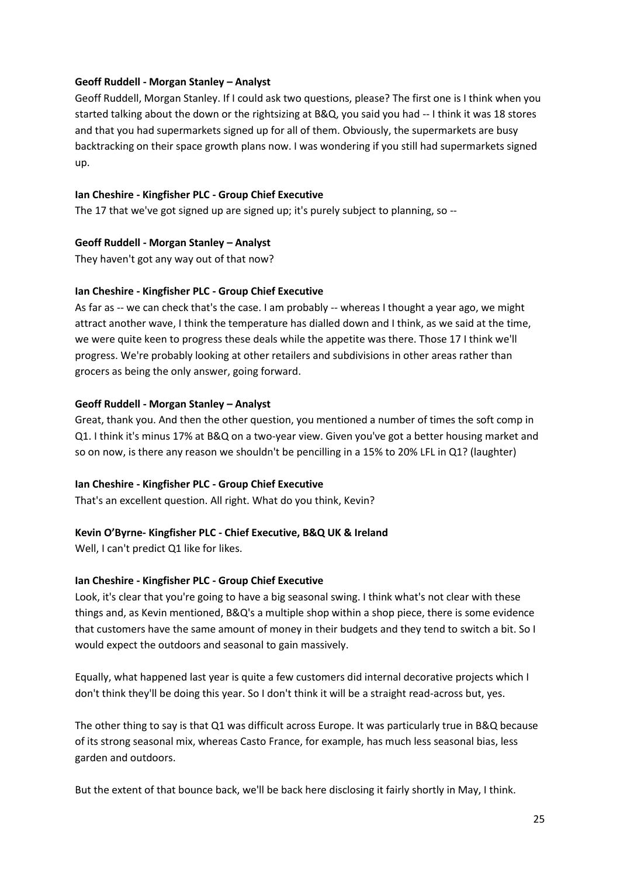**Geoff Ruddell - Morgan Stanley – Analyst**

Geoff Ruddell, Morgan Stanley. If I could ask two questions, please? The first one is I think when you started talking about the down or the rightsizing at B&Q, you said you had -- I think it was 18 stores and that you had supermarkets signed up for all of them. Obviously, the supermarkets are busy backtracking on their space growth plans now. I was wondering if you still had supermarkets signed up.

**Ian Cheshire - Kingfisher PLC - Group Chief Executive**

The 17 that we've got signed up are signed up; it's purely subject to planning, so --

**Geoff Ruddell - Morgan Stanley – Analyst**

They haven't got any way out of that now?

**Ian Cheshire - Kingfisher PLC - Group Chief Executive**

As far as -- we can check that's the case. I am probably -- whereas I thought a year ago, we might attract another wave, I think the temperature has dialled down and I think, as we said at the time, we were quite keen to progress these deals while the appetite was there. Those 17 I think we'll progress. We're probably looking at other retailers and subdivisions in other areas rather than grocers as being the only answer, going forward.

**Geoff Ruddell - Morgan Stanley – Analyst**

Great, thank you. And then the other question, you mentioned a number of times the soft comp in Q1. I think it's minus 17% at B&Q on a two-year view. Given you've got a better housing market and so on now, is there any reason we shouldn't be pencilling in a 15% to 20% LFL in Q1? (laughter)

**Ian Cheshire - Kingfisher PLC - Group Chief Executive**

That's an excellent question. All right. What do you think, Kevin?

**Kevin O'Byrne- Kingfisher PLC - Chief Executive, B&Q UK & Ireland**

Well, I can't predict Q1 like for likes.

**Ian Cheshire - Kingfisher PLC - Group Chief Executive**

Look, it's clear that you're going to have a big seasonal swing. I think what's not clear with these things and, as Kevin mentioned, B&Q's a multiple shop within a shop piece, there is some evidence that customers have the same amount of money in their budgets and they tend to switch a bit. So I would expect the outdoors and seasonal to gain massively.

Equally, what happened last year is quite a few customers did internal decorative projects which I don't think they'll be doing this year. So I don't think it will be a straight read-across but, yes.

The other thing to say is that Q1 was difficult across Europe. It was particularly true in B&Q because of its strong seasonal mix, whereas Casto France, for example, has much less seasonal bias, less garden and outdoors.

But the extent of that bounce back, we'll be back here disclosing it fairly shortly in May, I think.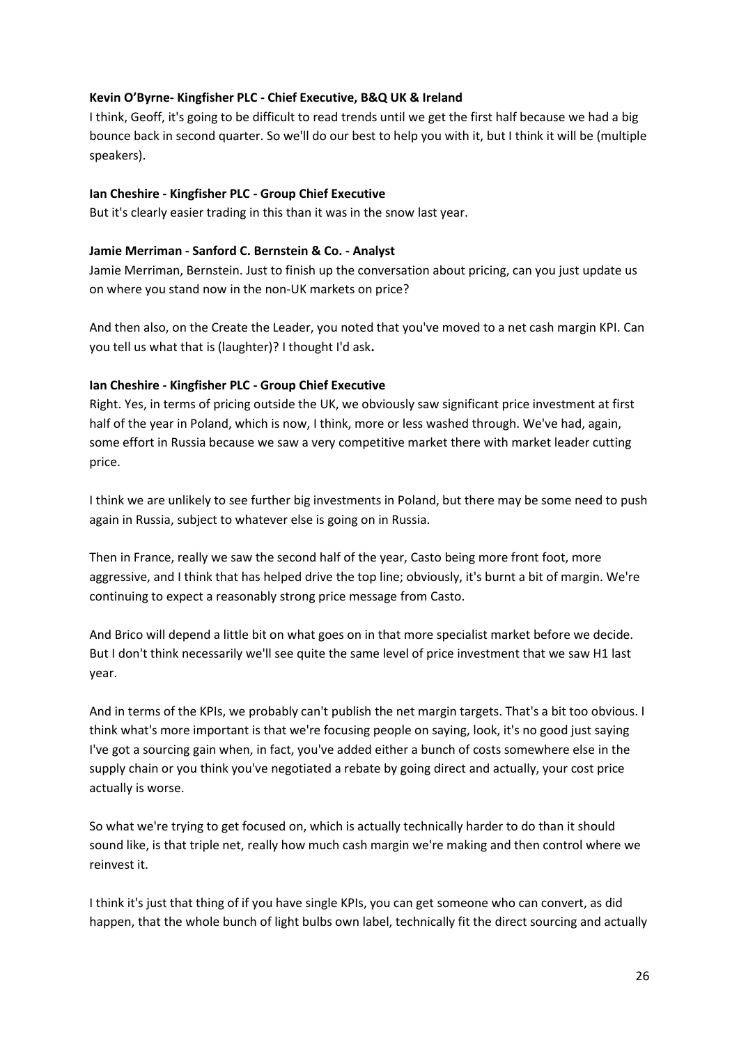**Kevin O'Byrne- Kingfisher PLC - Chief Executive, B&Q UK & Ireland**

I think, Geoff, it's going to be difficult to read trends until we get the first half because we had a big bounce back in second quarter. So we'll do our best to help you with it, but I think it will be (multiple speakers).

**Ian Cheshire - Kingfisher PLC - Group Chief Executive**

But it's clearly easier trading in this than it was in the snow last year.

**Jamie Merriman - Sanford C. Bernstein & Co. - Analyst**

Jamie Merriman, Bernstein. Just to finish up the conversation about pricing, can you just update us on where you stand now in the non-UK markets on price?

And then also, on the Create the Leader, you noted that you've moved to a net cash margin KPI. Can you tell us what that is (laughter)? I thought I'd ask**.**

**Ian Cheshire - Kingfisher PLC - Group Chief Executive**

Right. Yes, in terms of pricing outside the UK, we obviously saw significant price investment at first half of the year in Poland, which is now, I think, more or less washed through. We've had, again, some effort in Russia because we saw a very competitive market there with market leader cutting price.

I think we are unlikely to see further big investments in Poland, but there may be some need to push again in Russia, subject to whatever else is going on in Russia.

Then in France, really we saw the second half of the year, Casto being more front foot, more aggressive, and I think that has helped drive the top line; obviously, it's burnt a bit of margin. We're continuing to expect a reasonably strong price message from Casto.

And Brico will depend a little bit on what goes on in that more specialist market before we decide. But I don't think necessarily we'll see quite the same level of price investment that we saw H1 last year.

And in terms of the KPIs, we probably can't publish the net margin targets. That's a bit too obvious. I think what's more important is that we're focusing people on saying, look, it's no good just saying I've got a sourcing gain when, in fact, you've added either a bunch of costs somewhere else in the supply chain or you think you've negotiated a rebate by going direct and actually, your cost price actually is worse.

So what we're trying to get focused on, which is actually technically harder to do than it should sound like, is that triple net, really how much cash margin we're making and then control where we reinvest it.

I think it's just that thing of if you have single KPIs, you can get someone who can convert, as did happen, that the whole bunch of light bulbs own label, technically fit the direct sourcing and actually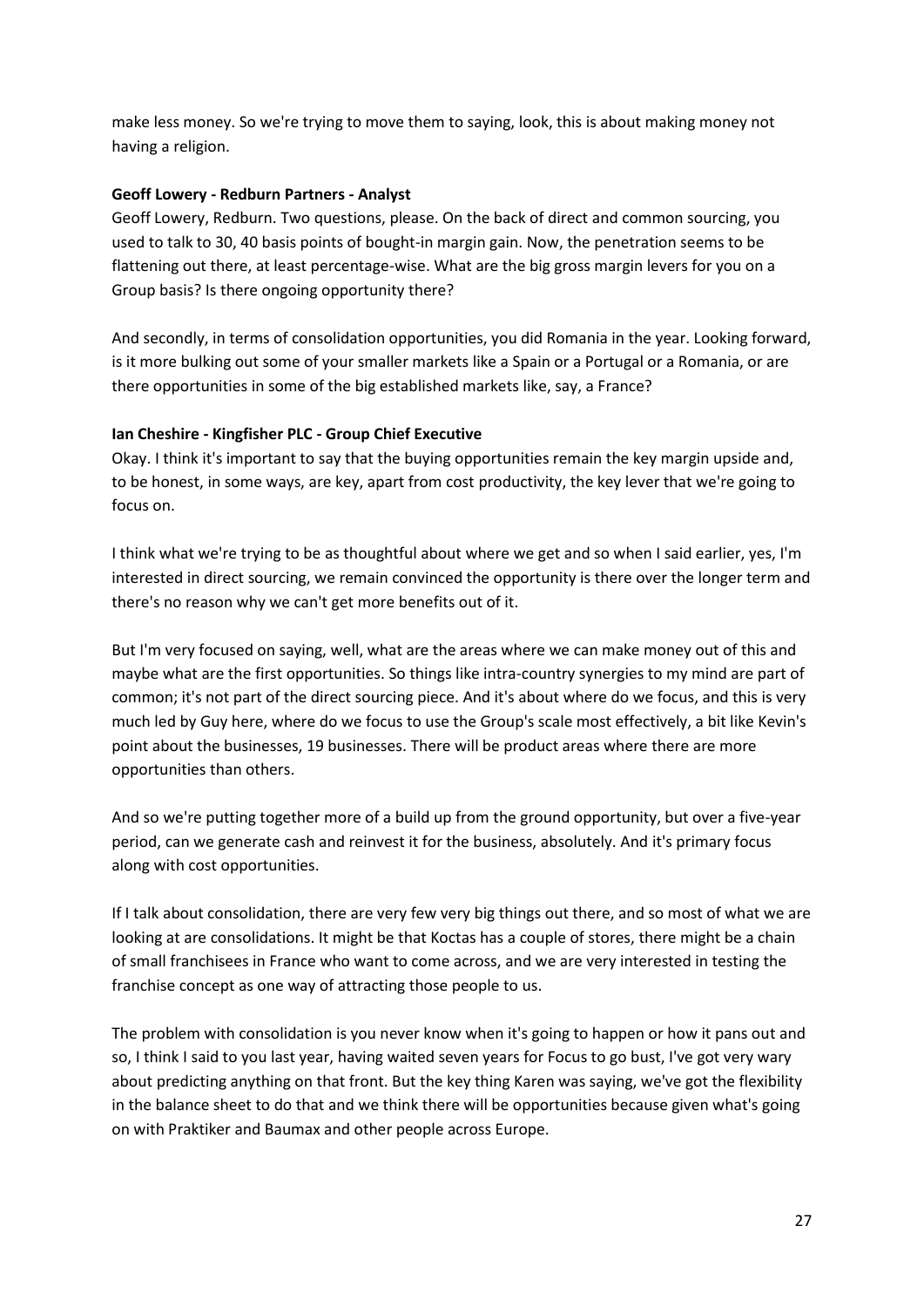make less money. So we're trying to move them to saying, look, this is about making money not having a religion.

**Geoff Lowery - Redburn Partners - Analyst**

Geoff Lowery, Redburn. Two questions, please. On the back of direct and common sourcing, you used to talk to 30, 40 basis points of bought-in margin gain. Now, the penetration seems to be flattening out there, at least percentage-wise. What are the big gross margin levers for you on a Group basis? Is there ongoing opportunity there?

And secondly, in terms of consolidation opportunities, you did Romania in the year. Looking forward, is it more bulking out some of your smaller markets like a Spain or a Portugal or a Romania, or are there opportunities in some of the big established markets like, say, a France?

**Ian Cheshire - Kingfisher PLC - Group Chief Executive**

Okay. I think it's important to say that the buying opportunities remain the key margin upside and, to be honest, in some ways, are key, apart from cost productivity, the key lever that we're going to focus on.

I think what we're trying to be as thoughtful about where we get and so when I said earlier, yes, I'm interested in direct sourcing, we remain convinced the opportunity is there over the longer term and there's no reason why we can't get more benefits out of it.

But I'm very focused on saying, well, what are the areas where we can make money out of this and maybe what are the first opportunities. So things like intra-country synergies to my mind are part of common; it's not part of the direct sourcing piece. And it's about where do we focus, and this is very much led by Guy here, where do we focus to use the Group's scale most effectively, a bit like Kevin's point about the businesses, 19 businesses. There will be product areas where there are more opportunities than others.

And so we're putting together more of a build up from the ground opportunity, but over a five-year period, can we generate cash and reinvest it for the business, absolutely. And it's primary focus along with cost opportunities.

If I talk about consolidation, there are very few very big things out there, and so most of what we are looking at are consolidations. It might be that Koctas has a couple of stores, there might be a chain of small franchisees in France who want to come across, and we are very interested in testing the franchise concept as one way of attracting those people to us.

The problem with consolidation is you never know when it's going to happen or how it pans out and so, I think I said to you last year, having waited seven years for Focus to go bust, I've got very wary about predicting anything on that front. But the key thing Karen was saying, we've got the flexibility in the balance sheet to do that and we think there will be opportunities because given what's going on with Praktiker and Baumax and other people across Europe.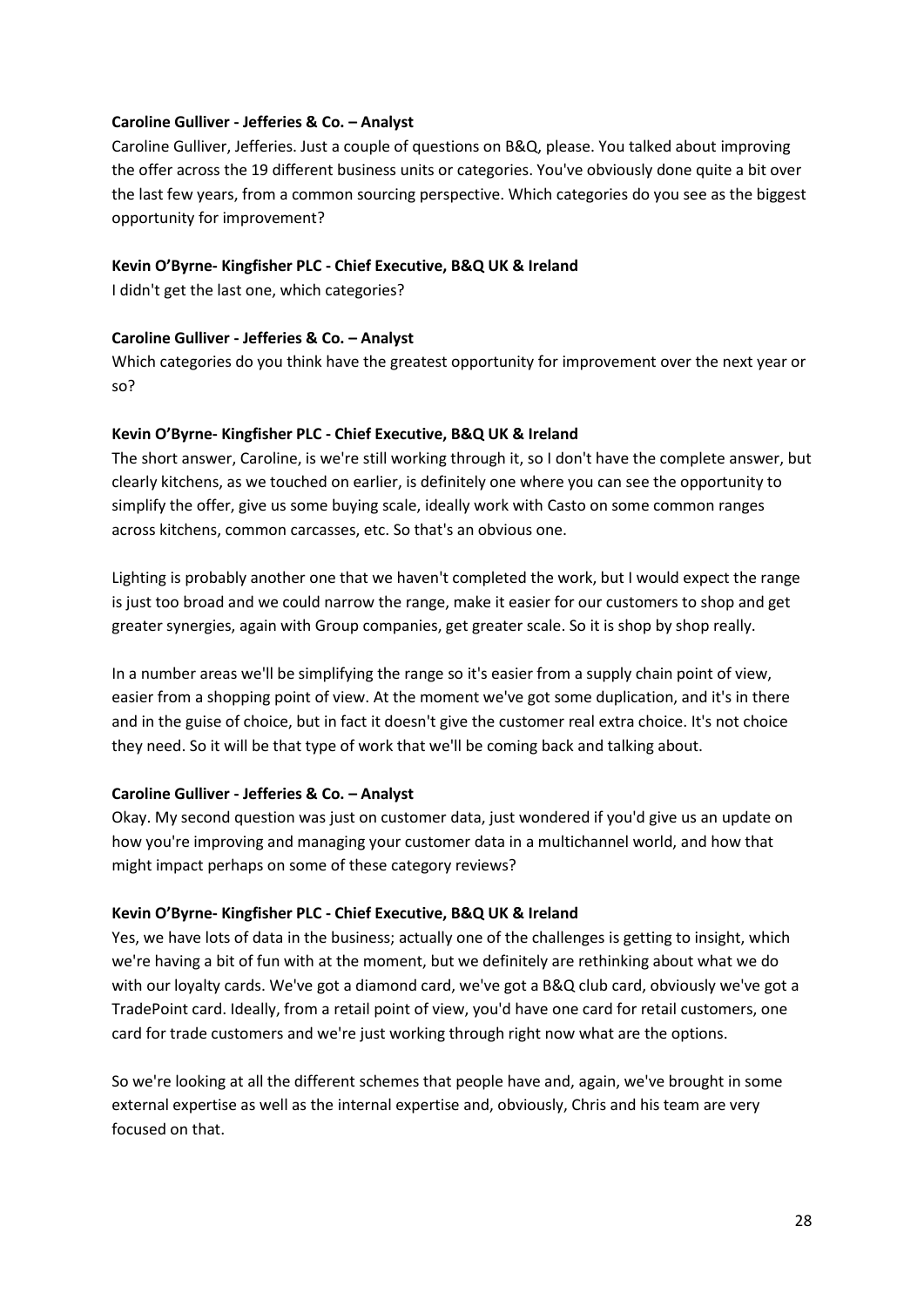**Caroline Gulliver - Jefferies & Co. – Analyst**

Caroline Gulliver, Jefferies. Just a couple of questions on B&Q, please. You talked about improving the offer across the 19 different business units or categories. You've obviously done quite a bit over the last few years, from a common sourcing perspective. Which categories do you see as the biggest opportunity for improvement?

**Kevin O'Byrne- Kingfisher PLC - Chief Executive, B&Q UK & Ireland**

I didn't get the last one, which categories?

**Caroline Gulliver - Jefferies & Co. – Analyst**

Which categories do you think have the greatest opportunity for improvement over the next year or so?

**Kevin O'Byrne- Kingfisher PLC - Chief Executive, B&Q UK & Ireland**

The short answer, Caroline, is we're still working through it, so I don't have the complete answer, but clearly kitchens, as we touched on earlier, is definitely one where you can see the opportunity to simplify the offer, give us some buying scale, ideally work with Casto on some common ranges across kitchens, common carcasses, etc. So that's an obvious one.

Lighting is probably another one that we haven't completed the work, but I would expect the range is just too broad and we could narrow the range, make it easier for our customers to shop and get greater synergies, again with Group companies, get greater scale. So it is shop by shop really.

In a number areas we'll be simplifying the range so it's easier from a supply chain point of view, easier from a shopping point of view. At the moment we've got some duplication, and it's in there and in the guise of choice, but in fact it doesn't give the customer real extra choice. It's not choice they need. So it will be that type of work that we'll be coming back and talking about.

**Caroline Gulliver - Jefferies & Co. – Analyst**

Okay. My second question was just on customer data, just wondered if you'd give us an update on how you're improving and managing your customer data in a multichannel world, and how that might impact perhaps on some of these category reviews?

**Kevin O'Byrne- Kingfisher PLC - Chief Executive, B&Q UK & Ireland**

Yes, we have lots of data in the business; actually one of the challenges is getting to insight, which we're having a bit of fun with at the moment, but we definitely are rethinking about what we do with our loyalty cards. We've got a diamond card, we've got a B&Q club card, obviously we've got a TradePoint card. Ideally, from a retail point of view, you'd have one card for retail customers, one card for trade customers and we're just working through right now what are the options.

So we're looking at all the different schemes that people have and, again, we've brought in some external expertise as well as the internal expertise and, obviously, Chris and his team are very focused on that.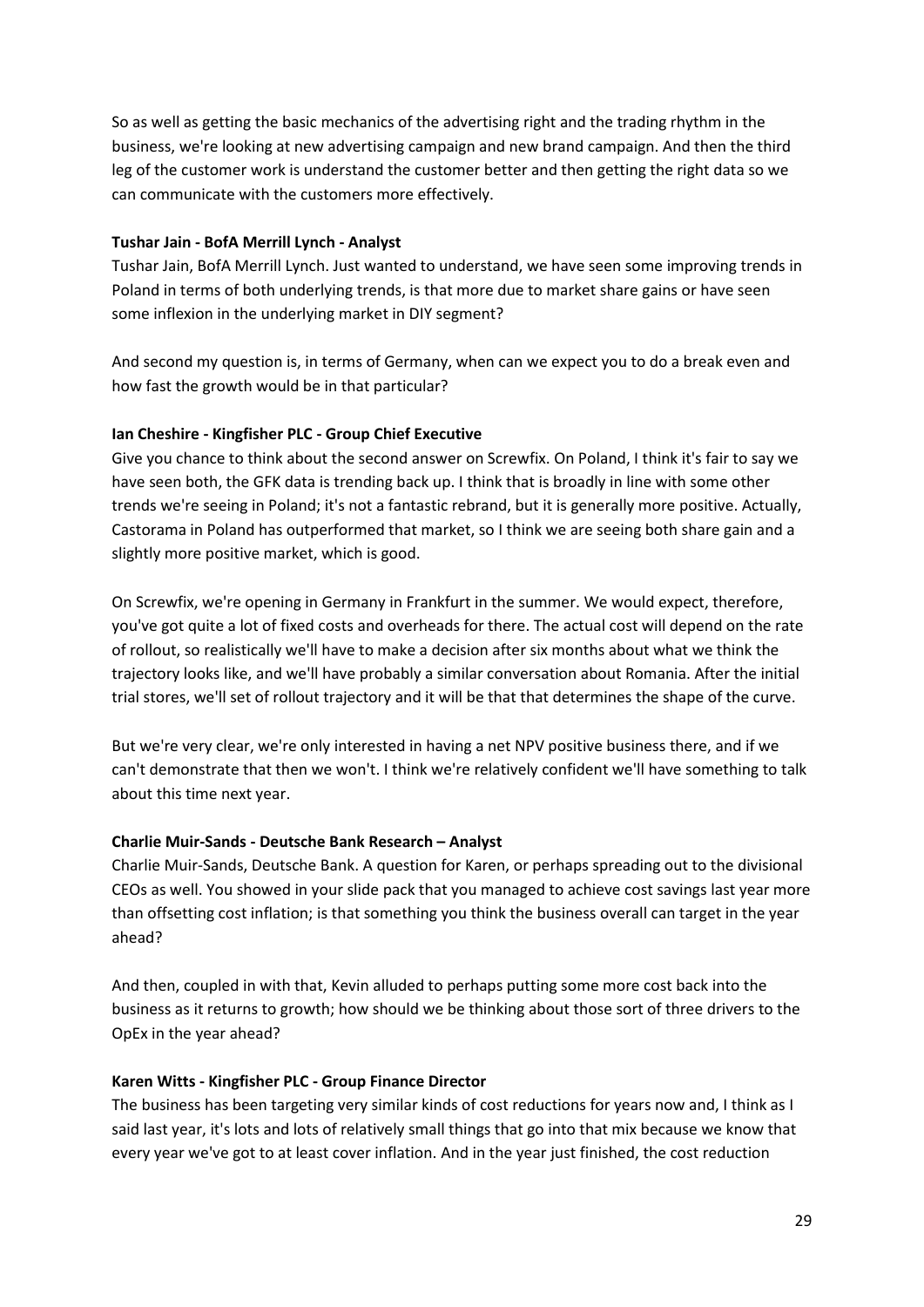So as well as getting the basic mechanics of the advertising right and the trading rhythm in the business, we're looking at new advertising campaign and new brand campaign. And then the third leg of the customer work is understand the customer better and then getting the right data so we can communicate with the customers more effectively.

**Tushar Jain - BofA Merrill Lynch - Analyst**

Tushar Jain, BofA Merrill Lynch. Just wanted to understand, we have seen some improving trends in Poland in terms of both underlying trends, is that more due to market share gains or have seen some inflexion in the underlying market in DIY segment?

And second my question is, in terms of Germany, when can we expect you to do a break even and how fast the growth would be in that particular?

**Ian Cheshire - Kingfisher PLC - Group Chief Executive**

Give you chance to think about the second answer on Screwfix. On Poland, I think it's fair to say we have seen both, the GFK data is trending back up. I think that is broadly in line with some other trends we're seeing in Poland; it's not a fantastic rebrand, but it is generally more positive. Actually, Castorama in Poland has outperformed that market, so I think we are seeing both share gain and a slightly more positive market, which is good.

On Screwfix, we're opening in Germany in Frankfurt in the summer. We would expect, therefore, you've got quite a lot of fixed costs and overheads for there. The actual cost will depend on the rate of rollout, so realistically we'll have to make a decision after six months about what we think the trajectory looks like, and we'll have probably a similar conversation about Romania. After the initial trial stores, we'll set of rollout trajectory and it will be that that determines the shape of the curve.

But we're very clear, we're only interested in having a net NPV positive business there, and if we can't demonstrate that then we won't. I think we're relatively confident we'll have something to talk about this time next year.

**Charlie Muir-Sands - Deutsche Bank Research – Analyst**

Charlie Muir-Sands, Deutsche Bank. A question for Karen, or perhaps spreading out to the divisional CEOs as well. You showed in your slide pack that you managed to achieve cost savings last year more than offsetting cost inflation; is that something you think the business overall can target in the year ahead?

And then, coupled in with that, Kevin alluded to perhaps putting some more cost back into the business as it returns to growth; how should we be thinking about those sort of three drivers to the OpEx in the year ahead?

**Karen Witts - Kingfisher PLC - Group Finance Director**

The business has been targeting very similar kinds of cost reductions for years now and, I think as I said last year, it's lots and lots of relatively small things that go into that mix because we know that every year we've got to at least cover inflation. And in the year just finished, the cost reduction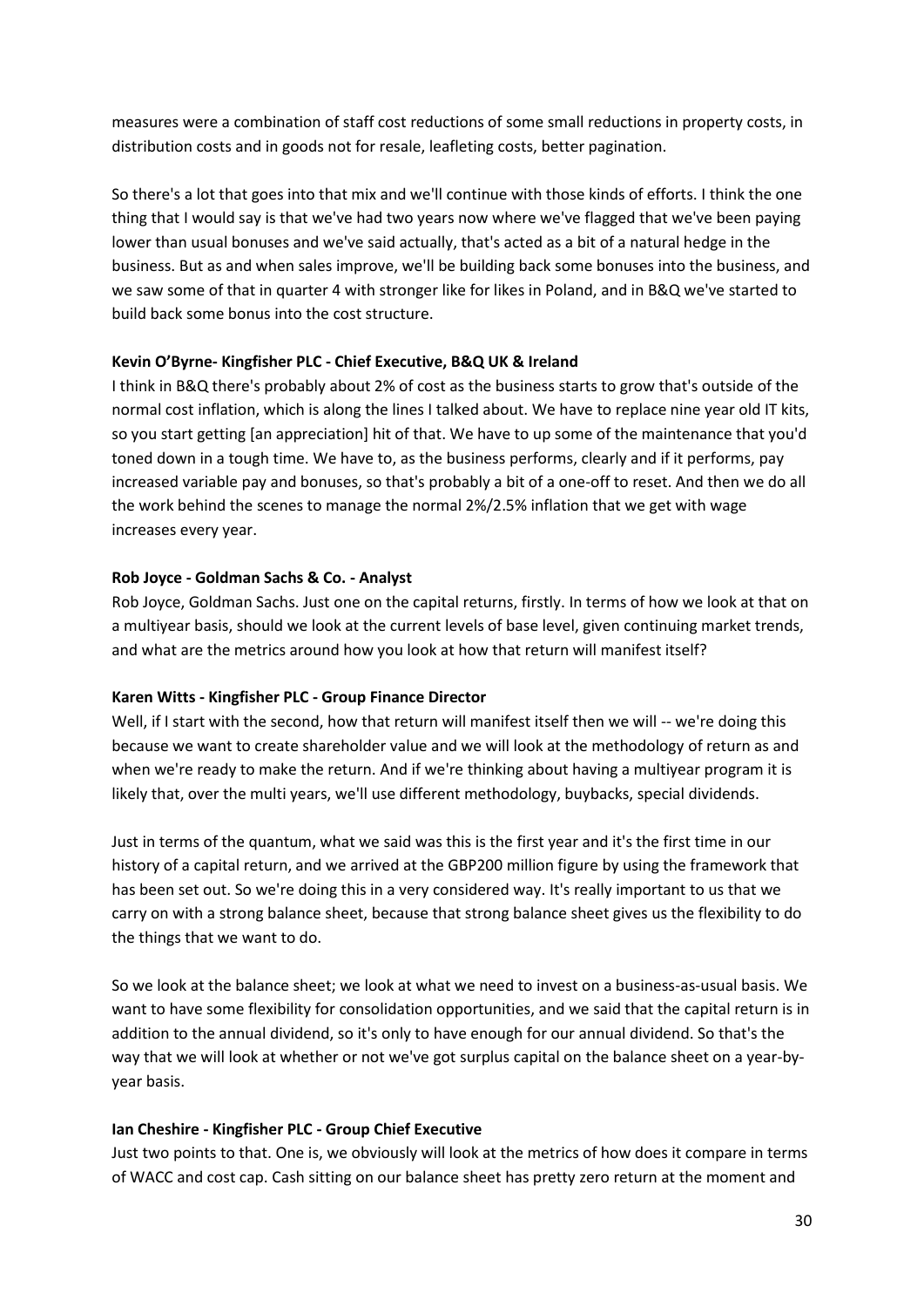measures were a combination of staff cost reductions of some small reductions in property costs, in distribution costs and in goods not for resale, leafleting costs, better pagination.

So there's a lot that goes into that mix and we'll continue with those kinds of efforts. I think the one thing that I would say is that we've had two years now where we've flagged that we've been paying lower than usual bonuses and we've said actually, that's acted as a bit of a natural hedge in the business. But as and when sales improve, we'll be building back some bonuses into the business, and we saw some of that in quarter 4 with stronger like for likes in Poland, and in B&Q we've started to build back some bonus into the cost structure.

**Kevin O'Byrne- Kingfisher PLC - Chief Executive, B&Q UK & Ireland**

I think in B&Q there's probably about 2% of cost as the business starts to grow that's outside of the normal cost inflation, which is along the lines I talked about. We have to replace nine year old IT kits, so you start getting [an appreciation] hit of that. We have to up some of the maintenance that you'd toned down in a tough time. We have to, as the business performs, clearly and if it performs, pay increased variable pay and bonuses, so that's probably a bit of a one-off to reset. And then we do all the work behind the scenes to manage the normal 2%/2.5% inflation that we get with wage increases every year.

**Rob Joyce - Goldman Sachs & Co. - Analyst**

Rob Joyce, Goldman Sachs. Just one on the capital returns, firstly. In terms of how we look at that on a multiyear basis, should we look at the current levels of base level, given continuing market trends, and what are the metrics around how you look at how that return will manifest itself?

**Karen Witts - Kingfisher PLC - Group Finance Director**

Well, if I start with the second, how that return will manifest itself then we will -- we're doing this because we want to create shareholder value and we will look at the methodology of return as and when we're ready to make the return. And if we're thinking about having a multiyear program it is likely that, over the multi years, we'll use different methodology, buybacks, special dividends.

Just in terms of the quantum, what we said was this is the first year and it's the first time in our history of a capital return, and we arrived at the GBP200 million figure by using the framework that has been set out. So we're doing this in a very considered way. It's really important to us that we carry on with a strong balance sheet, because that strong balance sheet gives us the flexibility to do the things that we want to do.

So we look at the balance sheet; we look at what we need to invest on a business-as-usual basis. We want to have some flexibility for consolidation opportunities, and we said that the capital return is in addition to the annual dividend, so it's only to have enough for our annual dividend. So that's the way that we will look at whether or not we've got surplus capital on the balance sheet on a year-by-year basis.

**Ian Cheshire - Kingfisher PLC - Group Chief Executive**

Just two points to that. One is, we obviously will look at the metrics of how does it compare in terms of WACC and cost cap. Cash sitting on our balance sheet has pretty zero return at the moment and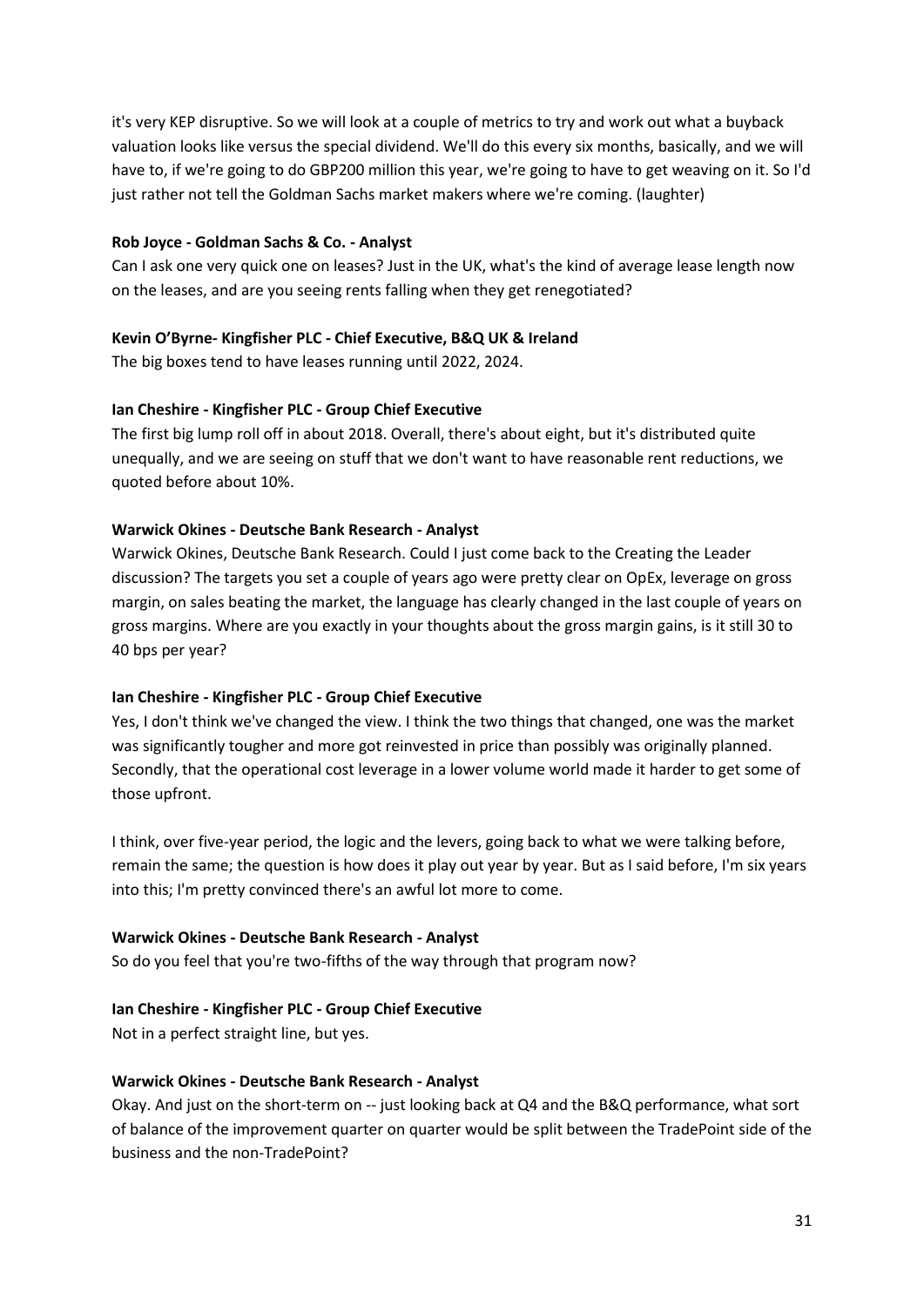it's very KEP disruptive. So we will look at a couple of metrics to try and work out what a buyback valuation looks like versus the special dividend. We'll do this every six months, basically, and we will have to, if we're going to do GBP200 million this year, we're going to have to get weaving on it. So I'd just rather not tell the Goldman Sachs market makers where we're coming. (laughter)

**Rob Joyce - Goldman Sachs & Co. - Analyst**

Can I ask one very quick one on leases? Just in the UK, what's the kind of average lease length now on the leases, and are you seeing rents falling when they get renegotiated?

**Kevin O'Byrne- Kingfisher PLC - Chief Executive, B&Q UK & Ireland**

The big boxes tend to have leases running until 2022, 2024.

**Ian Cheshire - Kingfisher PLC - Group Chief Executive**

The first big lump roll off in about 2018. Overall, there's about eight, but it's distributed quite unequally, and we are seeing on stuff that we don't want to have reasonable rent reductions, we quoted before about 10%.

**Warwick Okines - Deutsche Bank Research - Analyst**

Warwick Okines, Deutsche Bank Research. Could I just come back to the Creating the Leader discussion? The targets you set a couple of years ago were pretty clear on OpEx, leverage on gross margin, on sales beating the market, the language has clearly changed in the last couple of years on gross margins. Where are you exactly in your thoughts about the gross margin gains, is it still 30 to 40 bps per year?

**Ian Cheshire - Kingfisher PLC - Group Chief Executive**

Yes, I don't think we've changed the view. I think the two things that changed, one was the market was significantly tougher and more got reinvested in price than possibly was originally planned. Secondly, that the operational cost leverage in a lower volume world made it harder to get some of those upfront.

I think, over five-year period, the logic and the levers, going back to what we were talking before, remain the same; the question is how does it play out year by year. But as I said before, I'm six years into this; I'm pretty convinced there's an awful lot more to come.

**Warwick Okines - Deutsche Bank Research - Analyst**

So do you feel that you're two-fifths of the way through that program now?

**Ian Cheshire - Kingfisher PLC - Group Chief Executive**

Not in a perfect straight line, but yes.

**Warwick Okines - Deutsche Bank Research - Analyst**

Okay. And just on the short-term on -- just looking back at Q4 and the B&Q performance, what sort of balance of the improvement quarter on quarter would be split between the TradePoint side of the business and the non-TradePoint?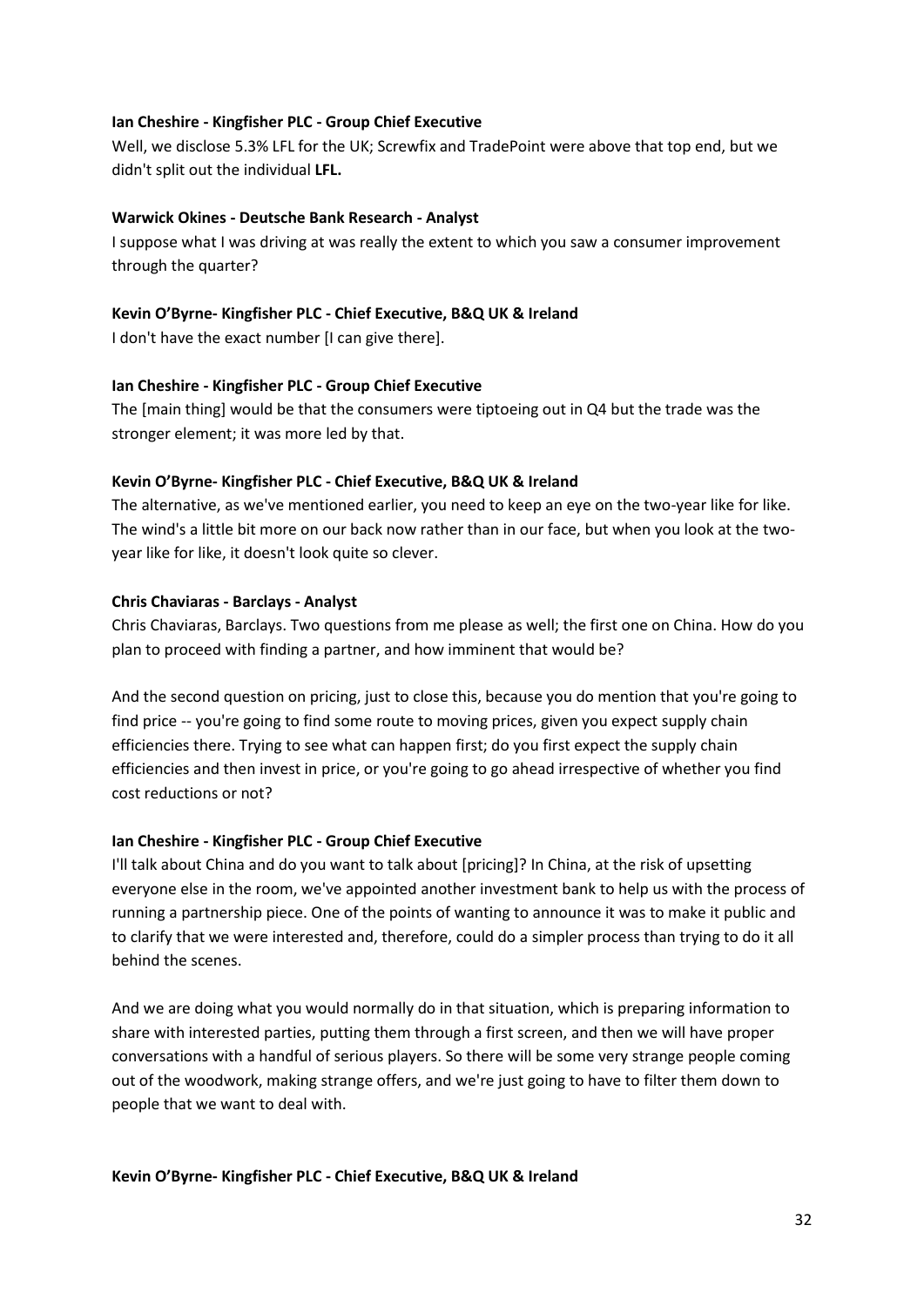**Ian Cheshire - Kingfisher PLC - Group Chief Executive**

Well, we disclose 5.3% LFL for the UK; Screwfix and TradePoint were above that top end, but we didn't split out the individual **LFL.**

**Warwick Okines - Deutsche Bank Research - Analyst**

I suppose what I was driving at was really the extent to which you saw a consumer improvement through the quarter?

**Kevin O'Byrne- Kingfisher PLC - Chief Executive, B&Q UK & Ireland**

I don't have the exact number [I can give there].

**Ian Cheshire - Kingfisher PLC - Group Chief Executive**

The [main thing] would be that the consumers were tiptoeing out in Q4 but the trade was the stronger element; it was more led by that.

**Kevin O'Byrne- Kingfisher PLC - Chief Executive, B&Q UK & Ireland**

The alternative, as we've mentioned earlier, you need to keep an eye on the two-year like for like. The wind's a little bit more on our back now rather than in our face, but when you look at the two-year like for like, it doesn't look quite so clever.

**Chris Chaviaras - Barclays - Analyst**

Chris Chaviaras, Barclays. Two questions from me please as well; the first one on China. How do you plan to proceed with finding a partner, and how imminent that would be?

And the second question on pricing, just to close this, because you do mention that you're going to find price -- you're going to find some route to moving prices, given you expect supply chain efficiencies there. Trying to see what can happen first; do you first expect the supply chain efficiencies and then invest in price, or you're going to go ahead irrespective of whether you find cost reductions or not?

**Ian Cheshire - Kingfisher PLC - Group Chief Executive**

I'll talk about China and do you want to talk about [pricing]? In China, at the risk of upsetting everyone else in the room, we've appointed another investment bank to help us with the process of running a partnership piece. One of the points of wanting to announce it was to make it public and to clarify that we were interested and, therefore, could do a simpler process than trying to do it all behind the scenes.

And we are doing what you would normally do in that situation, which is preparing information to share with interested parties, putting them through a first screen, and then we will have proper conversations with a handful of serious players. So there will be some very strange people coming out of the woodwork, making strange offers, and we're just going to have to filter them down to people that we want to deal with.

**Kevin O'Byrne- Kingfisher PLC - Chief Executive, B&Q UK & Ireland**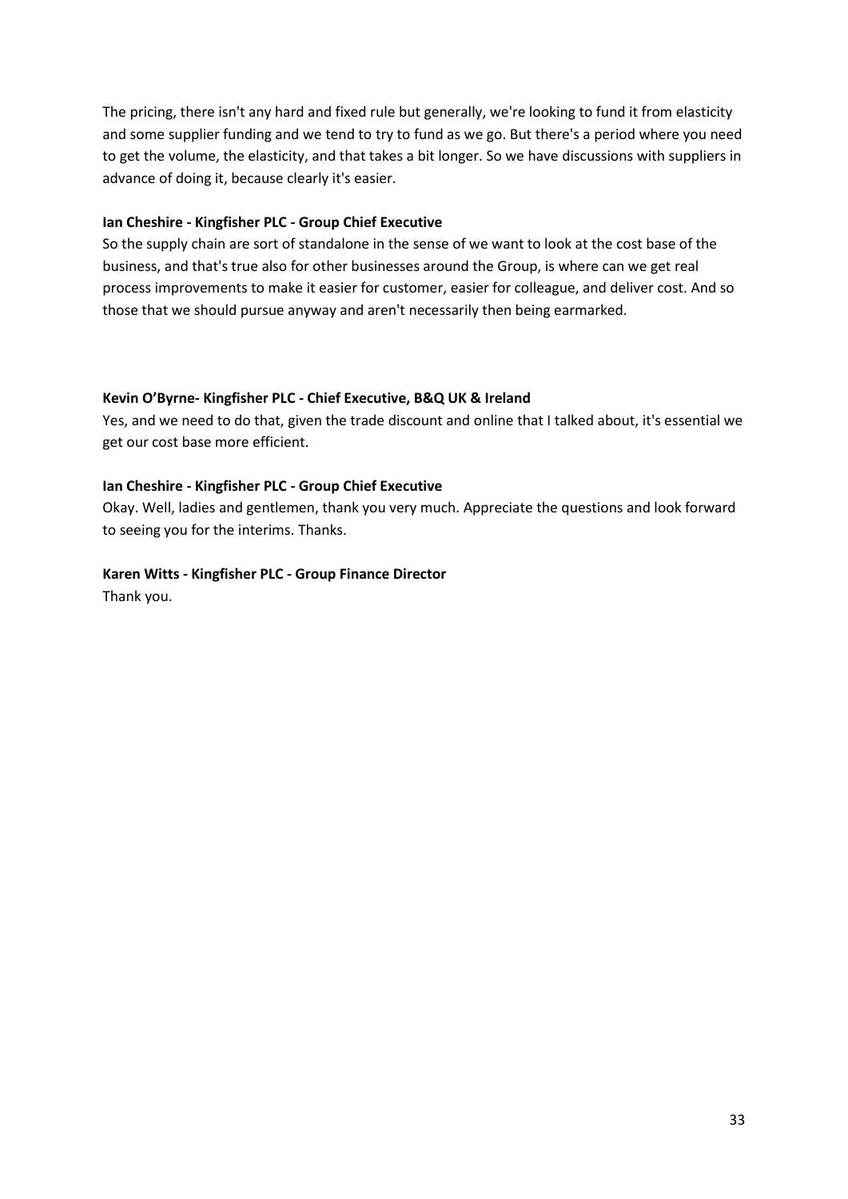The pricing, there isn't any hard and fixed rule but generally, we're looking to fund it from elasticity and some supplier funding and we tend to try to fund as we go. But there's a period where you need to get the volume, the elasticity, and that takes a bit longer. So we have discussions with suppliers in advance of doing it, because clearly it's easier.

**Ian Cheshire - Kingfisher PLC - Group Chief Executive**

So the supply chain are sort of standalone in the sense of we want to look at the cost base of the business, and that's true also for other businesses around the Group, is where can we get real process improvements to make it easier for customer, easier for colleague, and deliver cost. And so those that we should pursue anyway and aren't necessarily then being earmarked.

**Kevin O'Byrne- Kingfisher PLC - Chief Executive, B&Q UK & Ireland**

Yes, and we need to do that, given the trade discount and online that I talked about, it's essential we get our cost base more efficient.

**Ian Cheshire - Kingfisher PLC - Group Chief Executive**

Okay. Well, ladies and gentlemen, thank you very much. Appreciate the questions and look forward to seeing you for the interims. Thanks.

**Karen Witts - Kingfisher PLC - Group Finance Director**

Thank you.